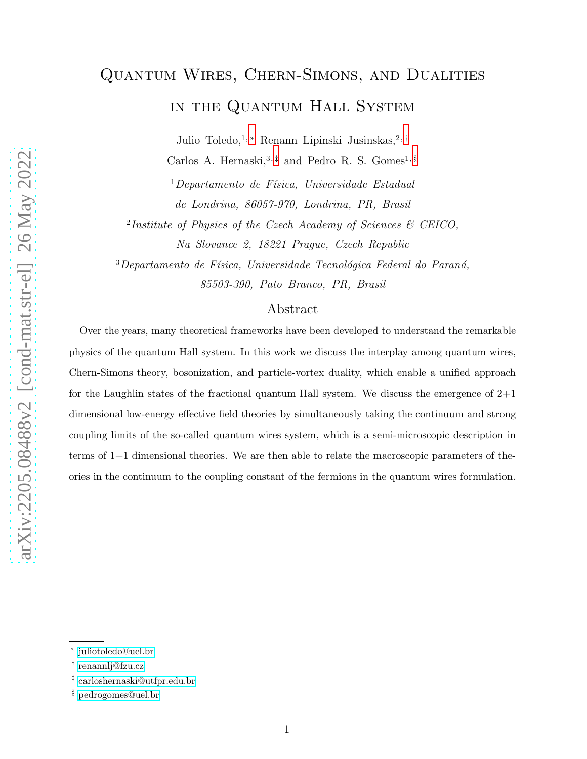# Quantum Wires, Chern-Simons, and Dualities in the Quantum Hall System

Julio Toledo,[1,*] Renann Lipinski Jusinskas,[2,†] Carlos A. Hernaski,[3,‡] and Pedro R. S. Gomes[1,§]

[1] *Departamento de Física, Universidade Estadual de Londrina, 86057-970, Londrina, PR, Brasil*

[2] *Institute of Physics of the Czech Academy of Sciences & CEICO, Na Slovance 2, 18221 Prague, Czech Republic*

[3] *Departamento de Física, Universidade Tecnológica Federal do Paraná, 85503-390, Pato Branco, PR, Brasil*

## Abstract

Over the years, many theoretical frameworks have been developed to understand the remarkable physics of the quantum Hall system. In this work we discuss the interplay among quantum wires, Chern-Simons theory, bosonization, and particle-vortex duality, which enable a unified approach for the Laughlin states of the fractional quantum Hall system. We discuss the emergence of 2+1 dimensional low-energy effective field theories by simultaneously taking the continuum and strong coupling limits of the so-called quantum wires system, which is a semi-microscopic description in terms of 1+1 dimensional theories. We are then able to relate the macroscopic parameters of theories in the continuum to the coupling constant of the fermions in the quantum wires formulation.

---

[*] juliotoledo@uel.br

[†] renannlj@fzu.cz

[‡] carloshernaski@utfpr.edu.br

[§] pedrogomes@uel.br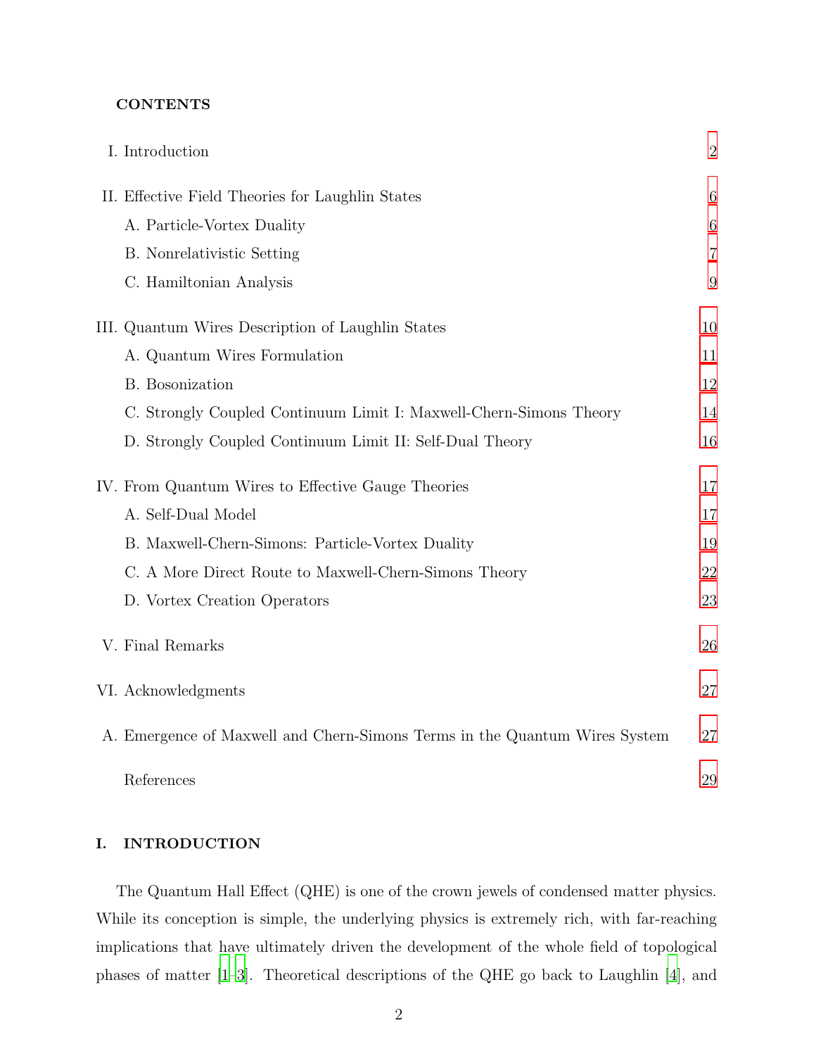**CONTENTS**

I. Introduction 2

II. Effective Field Theories for Laughlin States 6
- A. Particle-Vortex Duality 6
- B. Nonrelativistic Setting 7
- C. Hamiltonian Analysis 9

III. Quantum Wires Description of Laughlin States 10
- A. Quantum Wires Formulation 11
- B. Bosonization 12
- C. Strongly Coupled Continuum Limit I: Maxwell-Chern-Simons Theory 14
- D. Strongly Coupled Continuum Limit II: Self-Dual Theory 16

IV. From Quantum Wires to Effective Gauge Theories 17
- A. Self-Dual Model 17
- B. Maxwell-Chern-Simons: Particle-Vortex Duality 19
- C. A More Direct Route to Maxwell-Chern-Simons Theory 22
- D. Vortex Creation Operators 23

V. Final Remarks 26

VI. Acknowledgments 27

A. Emergence of Maxwell and Chern-Simons Terms in the Quantum Wires System 27

References 29

## I. INTRODUCTION

The Quantum Hall Effect (QHE) is one of the crown jewels of condensed matter physics. While its conception is simple, the underlying physics is extremely rich, with far-reaching implications that have ultimately driven the development of the whole field of topological phases of matter [1–3]. Theoretical descriptions of the QHE go back to Laughlin [4], and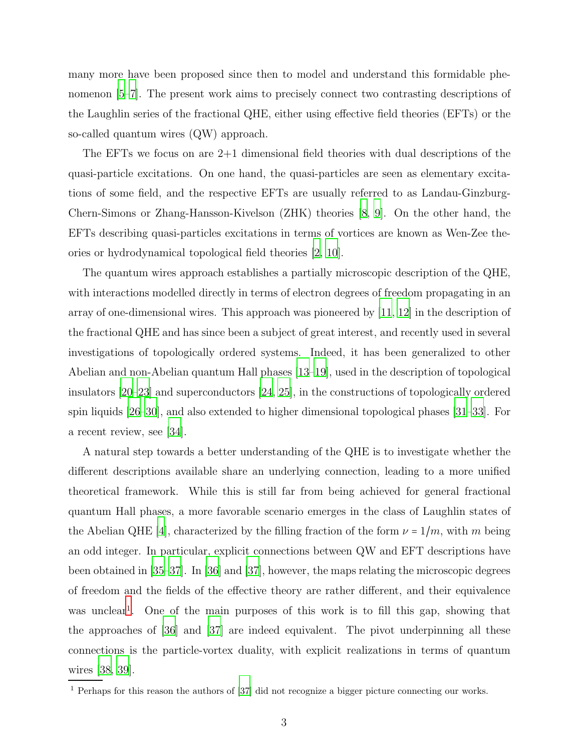many more have been proposed since then to model and understand this formidable phenomenon [5–7]. The present work aims to precisely connect two contrasting descriptions of the Laughlin series of the fractional QHE, either using effective field theories (EFTs) or the so-called quantum wires (QW) approach.

The EFTs we focus on are 2+1 dimensional field theories with dual descriptions of the quasi-particle excitations. On one hand, the quasi-particles are seen as elementary excitations of some field, and the respective EFTs are usually referred to as Landau-Ginzburg-Chern-Simons or Zhang-Hansson-Kivelson (ZHK) theories [8, 9]. On the other hand, the EFTs describing quasi-particles excitations in terms of vortices are known as Wen-Zee theories or hydrodynamical topological field theories [2, 10].

The quantum wires approach establishes a partially microscopic description of the QHE, with interactions modelled directly in terms of electron degrees of freedom propagating in an array of one-dimensional wires. This approach was pioneered by [11, 12] in the description of the fractional QHE and has since been a subject of great interest, and recently used in several investigations of topologically ordered systems. Indeed, it has been generalized to other Abelian and non-Abelian quantum Hall phases [13–19], used in the description of topological insulators [20–23] and superconductors [24, 25], in the constructions of topologically ordered spin liquids [26–30], and also extended to higher dimensional topological phases [31–33]. For a recent review, see [34].

A natural step towards a better understanding of the QHE is to investigate whether the different descriptions available share an underlying connection, leading to a more unified theoretical framework. While this is still far from being achieved for general fractional quantum Hall phases, a more favorable scenario emerges in the class of Laughlin states of the Abelian QHE [4], characterized by the filling fraction of the form $\nu = 1/m$, with $m$ being an odd integer. In particular, explicit connections between QW and EFT descriptions have been obtained in [35–37]. In [36] and [37], however, the maps relating the microscopic degrees of freedom and the fields of the effective theory are rather different, and their equivalence was unclear[1]. One of the main purposes of this work is to fill this gap, showing that the approaches of [36] and [37] are indeed equivalent. The pivot underpinning all these connections is the particle-vortex duality, with explicit realizations in terms of quantum wires [38, 39].

[1] Perhaps for this reason the authors of [37] did not recognize a bigger picture connecting our works.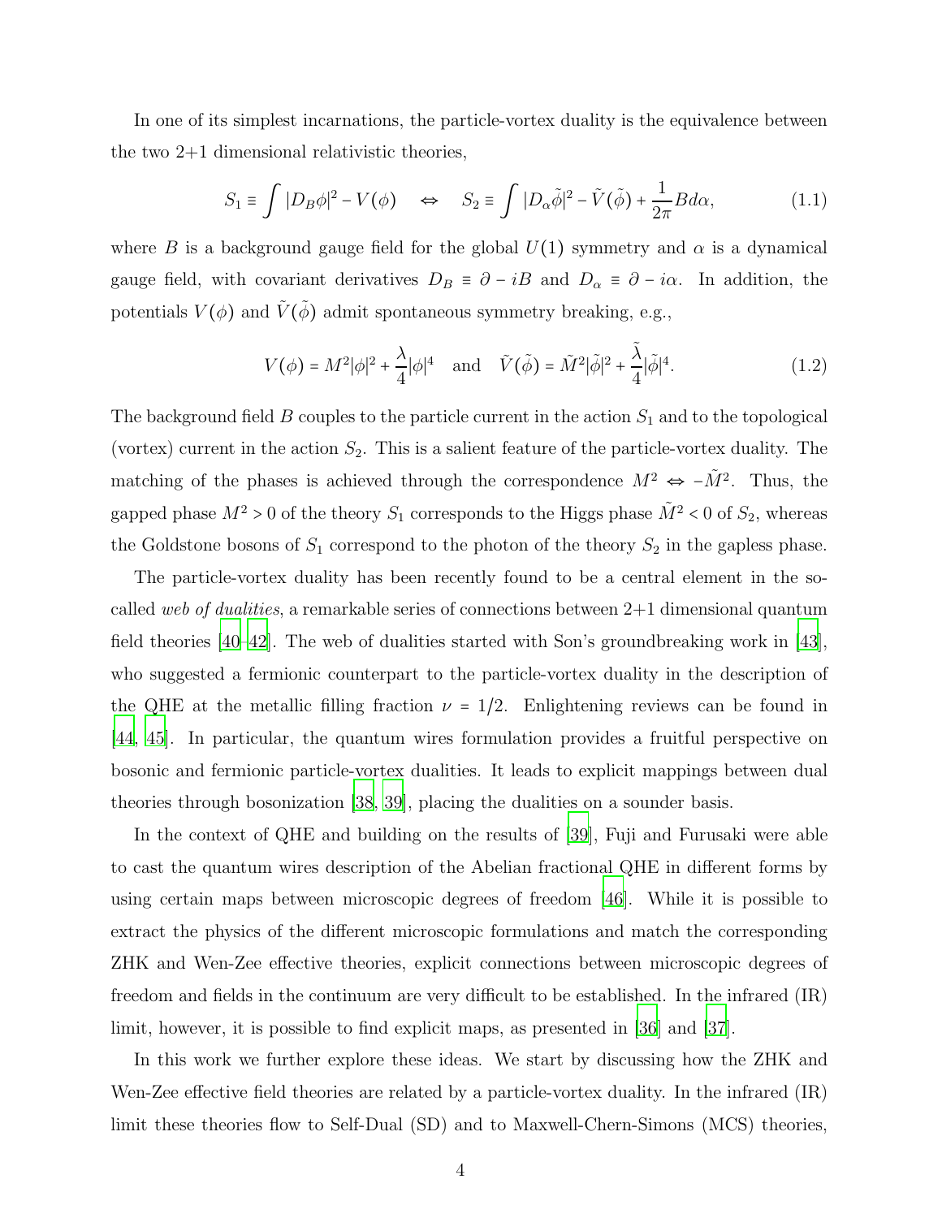In one of its simplest incarnations, the particle-vortex duality is the equivalence between the two 2+1 dimensional relativistic theories,

$$S_1 \equiv \int |D_B\phi|^2 - V(\phi) \quad \Leftrightarrow \quad S_2 \equiv \int |D_\alpha\tilde{\phi}|^2 - \tilde{V}(\tilde{\phi}) + \frac{1}{2\pi}Bd\alpha, \tag{1.1}$$

where $B$ is a background gauge field for the global $U(1)$ symmetry and $\alpha$ is a dynamical gauge field, with covariant derivatives $D_B \equiv \partial - iB$ and $D_\alpha \equiv \partial - i\alpha$. In addition, the potentials $V(\phi)$ and $\tilde{V}(\tilde{\phi})$ admit spontaneous symmetry breaking, e.g.,

$$V(\phi) = M^2|\phi|^2 + \frac{\lambda}{4}|\phi|^4 \quad \text{and} \quad \tilde{V}(\tilde{\phi}) = \tilde{M}^2|\tilde{\phi}|^2 + \frac{\tilde{\lambda}}{4}|\tilde{\phi}|^4. \tag{1.2}$$

The background field $B$ couples to the particle current in the action $S_1$ and to the topological (vortex) current in the action $S_2$. This is a salient feature of the particle-vortex duality. The matching of the phases is achieved through the correspondence $M^2 \Leftrightarrow -\tilde{M}^2$. Thus, the gapped phase $M^2 > 0$ of the theory $S_1$ corresponds to the Higgs phase $\tilde{M}^2 < 0$ of $S_2$, whereas the Goldstone bosons of $S_1$ correspond to the photon of the theory $S_2$ in the gapless phase.

The particle-vortex duality has been recently found to be a central element in the so-called *web of dualities*, a remarkable series of connections between 2+1 dimensional quantum field theories [40–42]. The web of dualities started with Son's groundbreaking work in [43], who suggested a fermionic counterpart to the particle-vortex duality in the description of the QHE at the metallic filling fraction $\nu = 1/2$. Enlightening reviews can be found in [44, 45]. In particular, the quantum wires formulation provides a fruitful perspective on bosonic and fermionic particle-vortex dualities. It leads to explicit mappings between dual theories through bosonization [38, 39], placing the dualities on a sounder basis.

In the context of QHE and building on the results of [39], Fuji and Furusaki were able to cast the quantum wires description of the Abelian fractional QHE in different forms by using certain maps between microscopic degrees of freedom [46]. While it is possible to extract the physics of the different microscopic formulations and match the corresponding ZHK and Wen-Zee effective theories, explicit connections between microscopic degrees of freedom and fields in the continuum are very difficult to be established. In the infrared (IR) limit, however, it is possible to find explicit maps, as presented in [36] and [37].

In this work we further explore these ideas. We start by discussing how the ZHK and Wen-Zee effective field theories are related by a particle-vortex duality. In the infrared (IR) limit these theories flow to Self-Dual (SD) and to Maxwell-Chern-Simons (MCS) theories,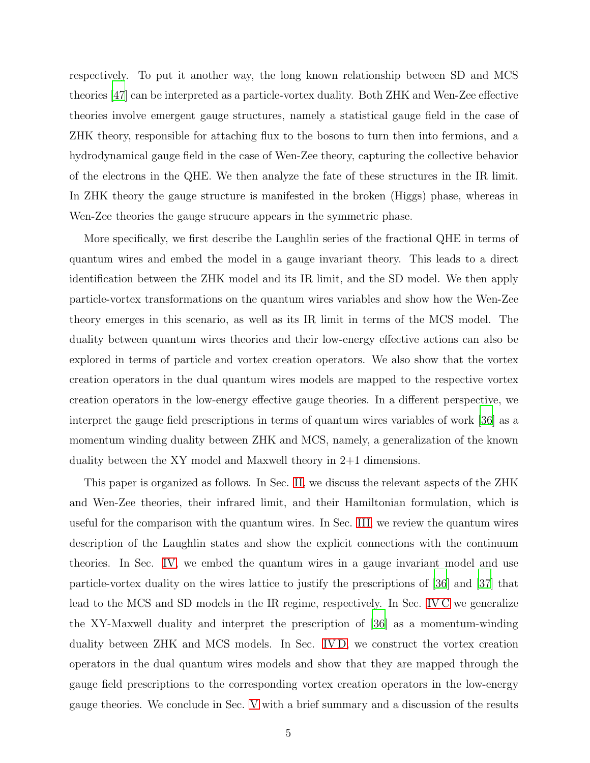respectively. To put it another way, the long known relationship between SD and MCS theories [47] can be interpreted as a particle-vortex duality. Both ZHK and Wen-Zee effective theories involve emergent gauge structures, namely a statistical gauge field in the case of ZHK theory, responsible for attaching flux to the bosons to turn then into fermions, and a hydrodynamical gauge field in the case of Wen-Zee theory, capturing the collective behavior of the electrons in the QHE. We then analyze the fate of these structures in the IR limit. In ZHK theory the gauge structure is manifested in the broken (Higgs) phase, whereas in Wen-Zee theories the gauge strucure appears in the symmetric phase.

More specifically, we first describe the Laughlin series of the fractional QHE in terms of quantum wires and embed the model in a gauge invariant theory. This leads to a direct identification between the ZHK model and its IR limit, and the SD model. We then apply particle-vortex transformations on the quantum wires variables and show how the Wen-Zee theory emerges in this scenario, as well as its IR limit in terms of the MCS model. The duality between quantum wires theories and their low-energy effective actions can also be explored in terms of particle and vortex creation operators. We also show that the vortex creation operators in the dual quantum wires models are mapped to the respective vortex creation operators in the low-energy effective gauge theories. In a different perspective, we interpret the gauge field prescriptions in terms of quantum wires variables of work [36] as a momentum winding duality between ZHK and MCS, namely, a generalization of the known duality between the XY model and Maxwell theory in 2+1 dimensions.

This paper is organized as follows. In Sec. II, we discuss the relevant aspects of the ZHK and Wen-Zee theories, their infrared limit, and their Hamiltonian formulation, which is useful for the comparison with the quantum wires. In Sec. III, we review the quantum wires description of the Laughlin states and show the explicit connections with the continuum theories. In Sec. IV, we embed the quantum wires in a gauge invariant model and use particle-vortex duality on the wires lattice to justify the prescriptions of [36] and [37] that lead to the MCS and SD models in the IR regime, respectively. In Sec. IV C we generalize the XY-Maxwell duality and interpret the prescription of [36] as a momentum-winding duality between ZHK and MCS models. In Sec. IV D, we construct the vortex creation operators in the dual quantum wires models and show that they are mapped through the gauge field prescriptions to the corresponding vortex creation operators in the low-energy gauge theories. We conclude in Sec. V with a brief summary and a discussion of the results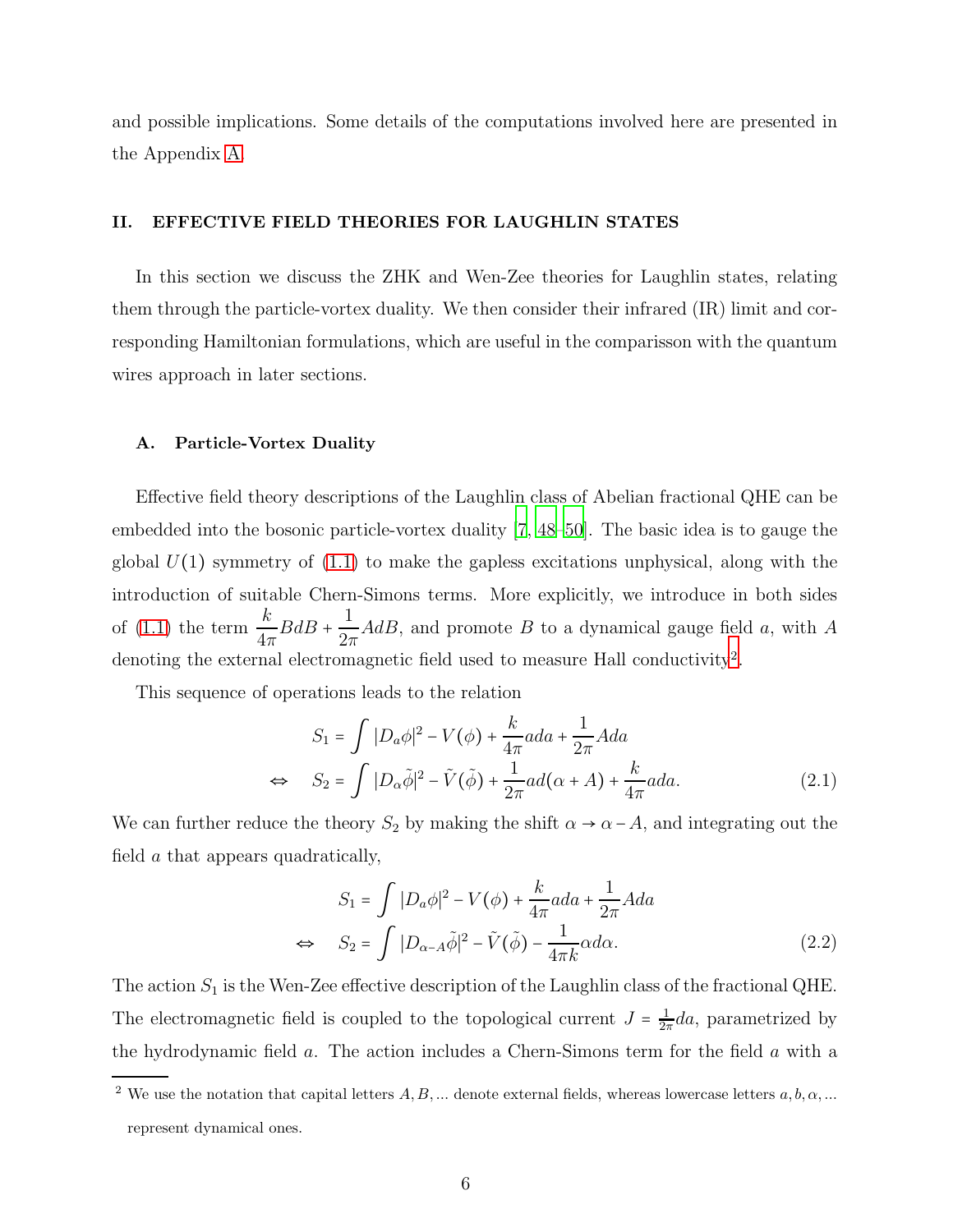and possible implications. Some details of the computations involved here are presented in the Appendix A.

## II. EFFECTIVE FIELD THEORIES FOR LAUGHLIN STATES

In this section we discuss the ZHK and Wen-Zee theories for Laughlin states, relating them through the particle-vortex duality. We then consider their infrared (IR) limit and corresponding Hamiltonian formulations, which are useful in the comparisson with the quantum wires approach in later sections.

### A. Particle-Vortex Duality

Effective field theory descriptions of the Laughlin class of Abelian fractional QHE can be embedded into the bosonic particle-vortex duality [7, 48–50]. The basic idea is to gauge the global $U(1)$ symmetry of (1.1) to make the gapless excitations unphysical, along with the introduction of suitable Chern-Simons terms. More explicitly, we introduce in both sides of (1.1) the term $\frac{k}{4\pi}BdB + \frac{1}{2\pi}AdB$, and promote $B$ to a dynamical gauge field $a$, with $A$ denoting the external electromagnetic field used to measure Hall conductivity[2].

This sequence of operations leads to the relation

$$
\begin{aligned}
S_1 &= \int |D_a\phi|^2 - V(\phi) + \frac{k}{4\pi}ada + \frac{1}{2\pi}Ada \\
\Leftrightarrow \quad S_2 &= \int |D_\alpha\tilde{\phi}|^2 - \tilde{V}(\tilde{\phi}) + \frac{1}{2\pi}ad(\alpha + A) + \frac{k}{4\pi}ada.
\end{aligned} \tag{2.1}
$$

We can further reduce the theory $S_2$ by making the shift $\alpha \to \alpha - A$, and integrating out the field $a$ that appears quadratically,

$$
\begin{aligned}
S_1 &= \int |D_a\phi|^2 - V(\phi) + \frac{k}{4\pi}ada + \frac{1}{2\pi}Ada \\
\Leftrightarrow \quad S_2 &= \int |D_{\alpha-A}\tilde{\phi}|^2 - \tilde{V}(\tilde{\phi}) - \frac{1}{4\pi k}\alpha d\alpha.
\end{aligned} \tag{2.2}
$$

The action $S_1$ is the Wen-Zee effective description of the Laughlin class of the fractional QHE. The electromagnetic field is coupled to the topological current $J = \frac{1}{2\pi}da$, parametrized by the hydrodynamic field $a$. The action includes a Chern-Simons term for the field $a$ with a

[2] We use the notation that capital letters $A, B, \ldots$ denote external fields, whereas lowercase letters $a, b, \alpha, \ldots$ represent dynamical ones.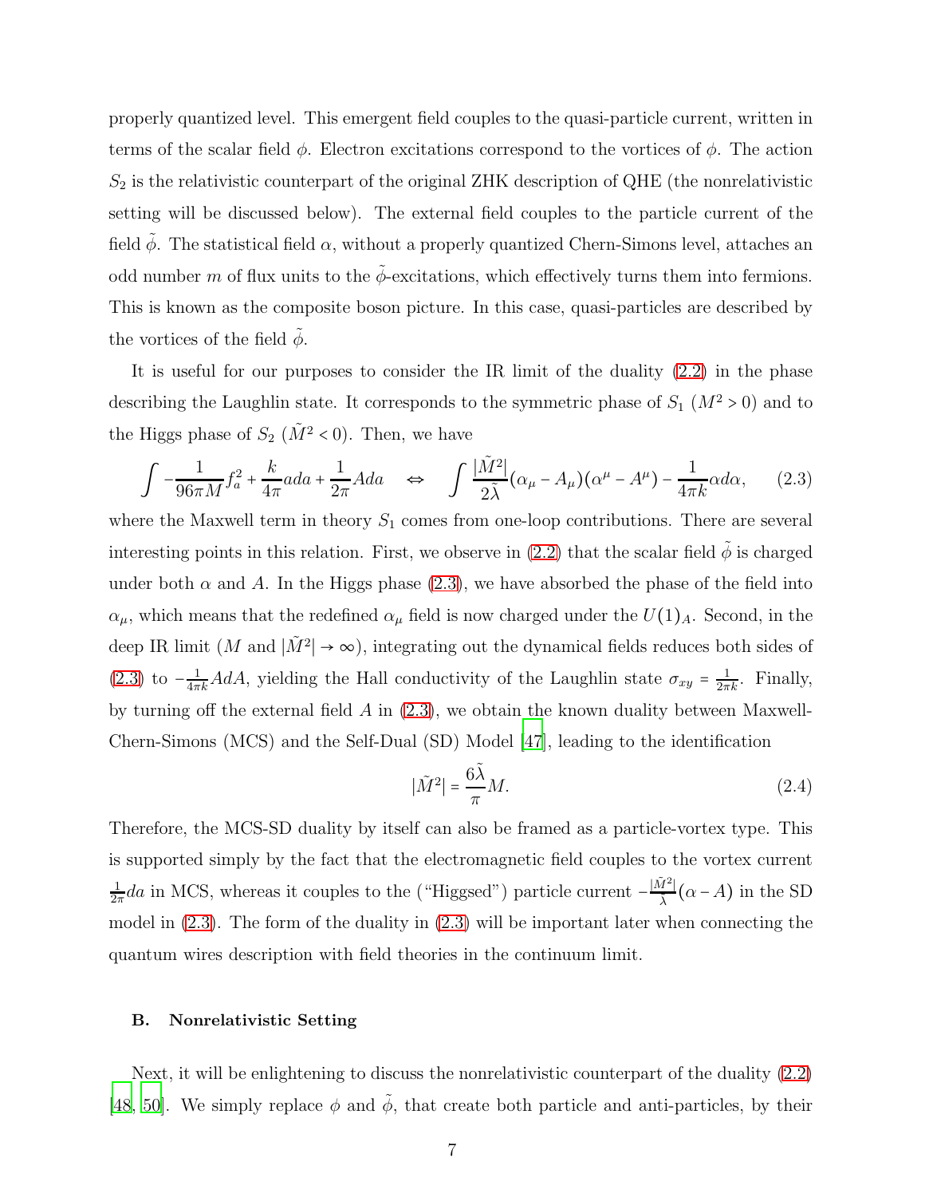properly quantized level. This emergent field couples to the quasi-particle current, written in terms of the scalar field $\phi$. Electron excitations correspond to the vortices of $\phi$. The action $S_2$ is the relativistic counterpart of the original ZHK description of QHE (the nonrelativistic setting will be discussed below). The external field couples to the particle current of the field $\tilde{\phi}$. The statistical field $\alpha$, without a properly quantized Chern-Simons level, attaches an odd number $m$ of flux units to the $\tilde{\phi}$-excitations, which effectively turns them into fermions. This is known as the composite boson picture. In this case, quasi-particles are described by the vortices of the field $\tilde{\phi}$.

It is useful for our purposes to consider the IR limit of the duality (2.2) in the phase describing the Laughlin state. It corresponds to the symmetric phase of $S_1$ ($M^2 > 0$) and to the Higgs phase of $S_2$ ($\tilde{M}^2 < 0$). Then, we have

$$\int -\frac{1}{96\pi M} f_a^2 + \frac{k}{4\pi} ada + \frac{1}{2\pi} Ada \quad \Leftrightarrow \quad \int \frac{|\tilde{M}^2|}{2\tilde{\lambda}} (\alpha_\mu - A_\mu)(\alpha^\mu - A^\mu) - \frac{1}{4\pi k} \alpha d\alpha, \tag{2.3}$$

where the Maxwell term in theory $S_1$ comes from one-loop contributions. There are several interesting points in this relation. First, we observe in (2.2) that the scalar field $\tilde{\phi}$ is charged under both $\alpha$ and $A$. In the Higgs phase (2.3), we have absorbed the phase of the field into $\alpha_\mu$, which means that the redefined $\alpha_\mu$ field is now charged under the $U(1)_A$. Second, in the deep IR limit ($M$ and $|\tilde{M}^2| \to \infty$), integrating out the dynamical fields reduces both sides of (2.3) to $-\frac{1}{4\pi k} AdA$, yielding the Hall conductivity of the Laughlin state $\sigma_{xy} = \frac{1}{2\pi k}$. Finally, by turning off the external field $A$ in (2.3), we obtain the known duality between Maxwell-Chern-Simons (MCS) and the Self-Dual (SD) Model [47], leading to the identification

$$|\tilde{M}^2| = \frac{6\tilde{\lambda}}{\pi} M. \tag{2.4}$$

Therefore, the MCS-SD duality by itself can also be framed as a particle-vortex type. This is supported simply by the fact that the electromagnetic field couples to the vortex current $\frac{1}{2\pi} da$ in MCS, whereas it couples to the ("Higgsed") particle current $-\frac{|\tilde{M}^2|}{\tilde{\lambda}}(\alpha - A)$ in the SD model in (2.3). The form of the duality in (2.3) will be important later when connecting the quantum wires description with field theories in the continuum limit.

### B. Nonrelativistic Setting

Next, it will be enlightening to discuss the nonrelativistic counterpart of the duality (2.2) [48, 50]. We simply replace $\phi$ and $\tilde{\phi}$, that create both particle and anti-particles, by their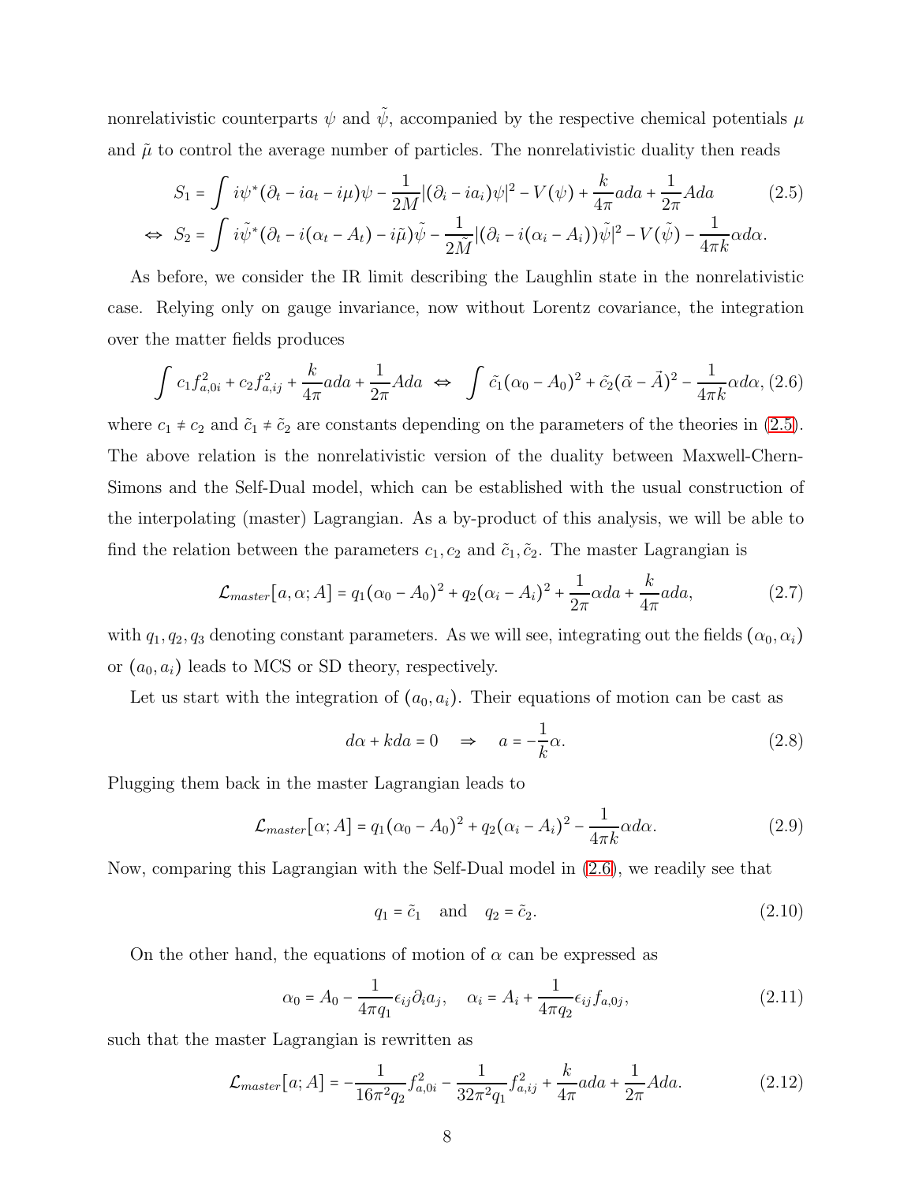nonrelativistic counterparts $\psi$ and $\tilde{\psi}$, accompanied by the respective chemical potentials $\mu$ and $\tilde{\mu}$ to control the average number of particles. The nonrelativistic duality then reads

$$
\begin{aligned}
S_1 &= \int i\psi^*(\partial_t - ia_t - i\mu)\psi - \frac{1}{2M}|(\partial_i - ia_i)\psi|^2 - V(\psi) + \frac{k}{4\pi}ada + \frac{1}{2\pi}Ada \qquad (2.5)\\
\Leftrightarrow\ S_2 &= \int i\tilde{\psi}^*(\partial_t - i(\alpha_t - A_t) - i\tilde{\mu})\tilde{\psi} - \frac{1}{2\tilde{M}}|(\partial_i - i(\alpha_i - A_i))\tilde{\psi}|^2 - V(\tilde{\psi}) - \frac{1}{4\pi k}\alpha d\alpha.
\end{aligned}
$$

As before, we consider the IR limit describing the Laughlin state in the nonrelativistic case. Relying only on gauge invariance, now without Lorentz covariance, the integration over the matter fields produces

$$
\int c_1 f_{a,0i}^2 + c_2 f_{a,ij}^2 + \frac{k}{4\pi}ada + \frac{1}{2\pi}Ada \ \Leftrightarrow\ \int \tilde{c}_1(\alpha_0 - A_0)^2 + \tilde{c}_2(\vec{\alpha} - \vec{A})^2 - \frac{1}{4\pi k}\alpha d\alpha, \quad (2.6)
$$

where $c_1 \neq c_2$ and $\tilde{c}_1 \neq \tilde{c}_2$ are constants depending on the parameters of the theories in (2.5). The above relation is the nonrelativistic version of the duality between Maxwell-Chern-Simons and the Self-Dual model, which can be established with the usual construction of the interpolating (master) Lagrangian. As a by-product of this analysis, we will be able to find the relation between the parameters $c_1, c_2$ and $\tilde{c}_1, \tilde{c}_2$. The master Lagrangian is

$$
\mathcal{L}_{master}[a, \alpha; A] = q_1(\alpha_0 - A_0)^2 + q_2(\alpha_i - A_i)^2 + \frac{1}{2\pi}\alpha da + \frac{k}{4\pi}ada, \quad (2.7)
$$

with $q_1, q_2, q_3$ denoting constant parameters. As we will see, integrating out the fields $(\alpha_0, \alpha_i)$ or $(a_0, a_i)$ leads to MCS or SD theory, respectively.

Let us start with the integration of $(a_0, a_i)$. Their equations of motion can be cast as

$$
d\alpha + kda = 0 \quad \Rightarrow \quad a = -\frac{1}{k}\alpha. \quad (2.8)
$$

Plugging them back in the master Lagrangian leads to

$$
\mathcal{L}_{master}[\alpha; A] = q_1(\alpha_0 - A_0)^2 + q_2(\alpha_i - A_i)^2 - \frac{1}{4\pi k}\alpha d\alpha. \quad (2.9)
$$

Now, comparing this Lagrangian with the Self-Dual model in (2.6), we readily see that

$$
q_1 = \tilde{c}_1 \quad \text{and} \quad q_2 = \tilde{c}_2. \quad (2.10)
$$

On the other hand, the equations of motion of $\alpha$ can be expressed as

$$
\alpha_0 = A_0 - \frac{1}{4\pi q_1}\epsilon_{ij}\partial_i a_j, \quad \alpha_i = A_i + \frac{1}{4\pi q_2}\epsilon_{ij} f_{a,0j}, \quad (2.11)
$$

such that the master Lagrangian is rewritten as

$$
\mathcal{L}_{master}[a; A] = -\frac{1}{16\pi^2 q_2}f_{a,0i}^2 - \frac{1}{32\pi^2 q_1}f_{a,ij}^2 + \frac{k}{4\pi}ada + \frac{1}{2\pi}Ada. \quad (2.12)
$$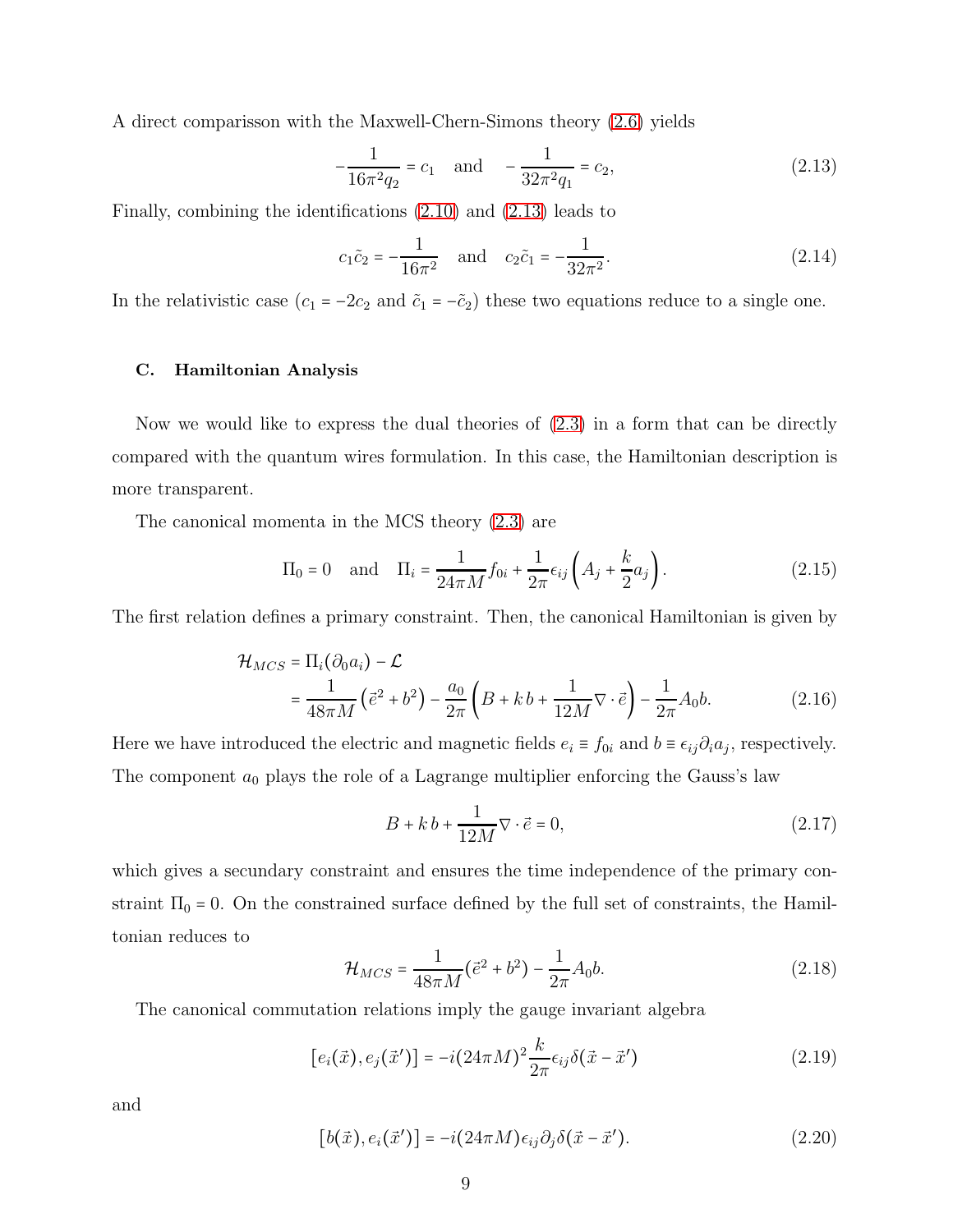A direct comparisson with the Maxwell-Chern-Simons theory (2.6) yields

$$-\frac{1}{16\pi^2 q_2} = c_1 \quad \text{and} \quad -\frac{1}{32\pi^2 q_1} = c_2, \tag{2.13}$$

Finally, combining the identifications (2.10) and (2.13) leads to

$$c_1 \tilde{c}_2 = -\frac{1}{16\pi^2} \quad \text{and} \quad c_2 \tilde{c}_1 = -\frac{1}{32\pi^2}. \tag{2.14}$$

In the relativistic case ($c_1 = -2c_2$ and $\tilde{c}_1 = -\tilde{c}_2$) these two equations reduce to a single one.

### C. Hamiltonian Analysis

Now we would like to express the dual theories of (2.3) in a form that can be directly compared with the quantum wires formulation. In this case, the Hamiltonian description is more transparent.

The canonical momenta in the MCS theory (2.3) are

$$\Pi_0 = 0 \quad \text{and} \quad \Pi_i = \frac{1}{24\pi M} f_{0i} + \frac{1}{2\pi}\epsilon_{ij}\left(A_j + \frac{k}{2}a_j\right). \tag{2.15}$$

The first relation defines a primary constraint. Then, the canonical Hamiltonian is given by

$$\begin{aligned}\mathcal{H}_{MCS} &= \Pi_i(\partial_0 a_i) - \mathcal{L} \\ &= \frac{1}{48\pi M}\left(\vec{e}^{\,2} + b^2\right) - \frac{a_0}{2\pi}\left(B + k\, b + \frac{1}{12M}\nabla\cdot\vec{e}\right) - \frac{1}{2\pi}A_0 b.\end{aligned} \tag{2.16}$$

Here we have introduced the electric and magnetic fields $e_i \equiv f_{0i}$ and $b \equiv \epsilon_{ij}\partial_i a_j$, respectively. The component $a_0$ plays the role of a Lagrange multiplier enforcing the Gauss's law

$$B + k\, b + \frac{1}{12M}\nabla\cdot\vec{e} = 0, \tag{2.17}$$

which gives a secundary constraint and ensures the time independence of the primary constraint $\Pi_0 = 0$. On the constrained surface defined by the full set of constraints, the Hamiltonian reduces to

$$\mathcal{H}_{MCS} = \frac{1}{48\pi M}(\vec{e}^{\,2} + b^2) - \frac{1}{2\pi}A_0 b. \tag{2.18}$$

The canonical commutation relations imply the gauge invariant algebra

$$\left[e_i(\vec{x}), e_j(\vec{x}\,')\right] = -i(24\pi M)^2\frac{k}{2\pi}\epsilon_{ij}\delta(\vec{x} - \vec{x}\,') \tag{2.19}$$

and

$$\left[b(\vec{x}), e_i(\vec{x}\,')\right] = -i(24\pi M)\epsilon_{ij}\partial_j\delta(\vec{x} - \vec{x}\,'). \tag{2.20}$$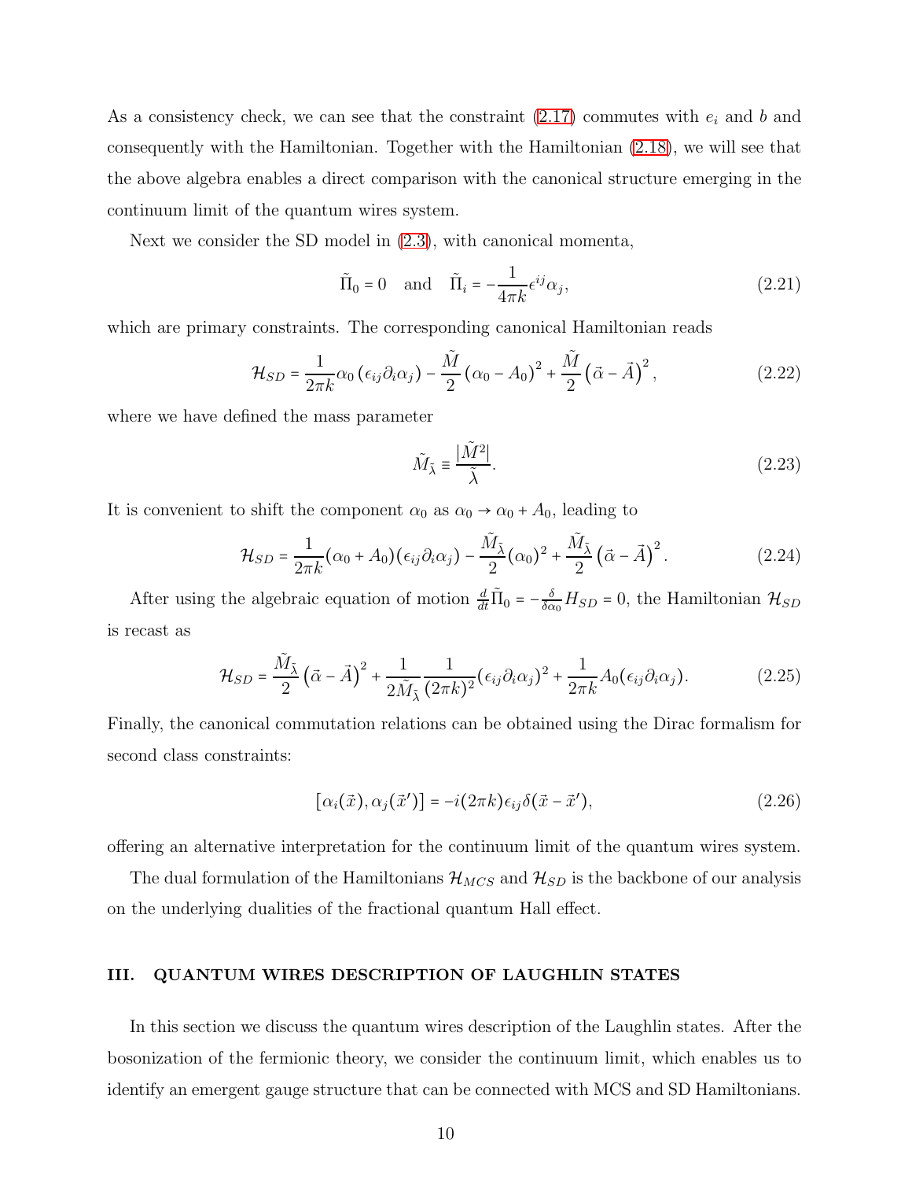As a consistency check, we can see that the constraint (2.17) commutes with $e_i$ and $b$ and consequently with the Hamiltonian. Together with the Hamiltonian (2.18), we will see that the above algebra enables a direct comparison with the canonical structure emerging in the continuum limit of the quantum wires system.

Next we consider the SD model in (2.3), with canonical momenta,

$$\tilde{\Pi}_0 = 0 \quad \text{and} \quad \tilde{\Pi}_i = -\frac{1}{4\pi k}\epsilon^{ij}\alpha_j, \tag{2.21}$$

which are primary constraints. The corresponding canonical Hamiltonian reads

$$\mathcal{H}_{SD} = \frac{1}{2\pi k}\alpha_0\left(\epsilon_{ij}\partial_i\alpha_j\right) - \frac{\tilde{M}}{2}\left(\alpha_0 - A_0\right)^2 + \frac{\tilde{M}}{2}\left(\vec{\alpha} - \vec{A}\right)^2, \tag{2.22}$$

where we have defined the mass parameter

$$\tilde{M}_{\tilde{\lambda}} \equiv \frac{|\tilde{M}^2|}{\tilde{\lambda}}. \tag{2.23}$$

It is convenient to shift the component $\alpha_0$ as $\alpha_0 \to \alpha_0 + A_0$, leading to

$$\mathcal{H}_{SD} = \frac{1}{2\pi k}(\alpha_0 + A_0)(\epsilon_{ij}\partial_i\alpha_j) - \frac{\tilde{M}_{\tilde{\lambda}}}{2}(\alpha_0)^2 + \frac{\tilde{M}_{\tilde{\lambda}}}{2}\left(\vec{\alpha} - \vec{A}\right)^2. \tag{2.24}$$

After using the algebraic equation of motion $\frac{d}{dt}\tilde{\Pi}_0 = -\frac{\delta}{\delta\alpha_0}H_{SD} = 0$, the Hamiltonian $\mathcal{H}_{SD}$ is recast as

$$\mathcal{H}_{SD} = \frac{\tilde{M}_{\tilde{\lambda}}}{2}\left(\vec{\alpha} - \vec{A}\right)^2 + \frac{1}{2\tilde{M}_{\tilde{\lambda}}}\frac{1}{(2\pi k)^2}(\epsilon_{ij}\partial_i\alpha_j)^2 + \frac{1}{2\pi k}A_0(\epsilon_{ij}\partial_i\alpha_j). \tag{2.25}$$

Finally, the canonical commutation relations can be obtained using the Dirac formalism for second class constraints:

$$\left[\alpha_i(\vec{x}), \alpha_j(\vec{x}\,')\right] = -i(2\pi k)\epsilon_{ij}\delta(\vec{x} - \vec{x}\,'), \tag{2.26}$$

offering an alternative interpretation for the continuum limit of the quantum wires system.

The dual formulation of the Hamiltonians $\mathcal{H}_{MCS}$ and $\mathcal{H}_{SD}$ is the backbone of our analysis on the underlying dualities of the fractional quantum Hall effect.

## III. QUANTUM WIRES DESCRIPTION OF LAUGHLIN STATES

In this section we discuss the quantum wires description of the Laughlin states. After the bosonization of the fermionic theory, we consider the continuum limit, which enables us to identify an emergent gauge structure that can be connected with MCS and SD Hamiltonians.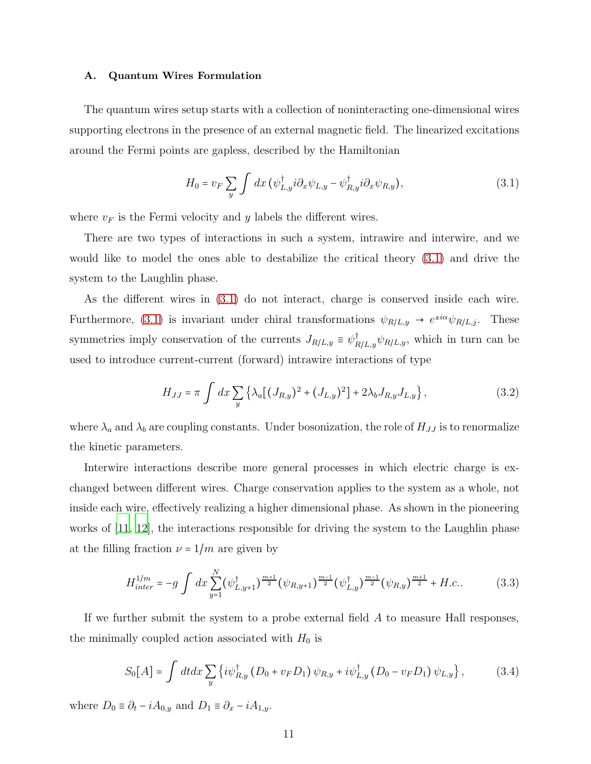### A. Quantum Wires Formulation

The quantum wires setup starts with a collection of noninteracting one-dimensional wires supporting electrons in the presence of an external magnetic field. The linearized excitations around the Fermi points are gapless, described by the Hamiltonian

$$H_0 = v_F \sum_y \int dx \, (\psi^\dagger_{L,y} i\partial_x \psi_{L,y} - \psi^\dagger_{R,y} i\partial_x \psi_{R,y}), \tag{3.1}$$

where $v_F$ is the Fermi velocity and $y$ labels the different wires.

There are two types of interactions in such a system, intrawire and interwire, and we would like to model the ones able to destabilize the critical theory (3.1) and drive the system to the Laughlin phase.

As the different wires in (3.1) do not interact, charge is conserved inside each wire. Furthermore, (3.1) is invariant under chiral transformations $\psi_{R/L,y} \to e^{\pm i\alpha}\psi_{R/L,j}$. These symmetries imply conservation of the currents $J_{R/L,y} \equiv \psi^\dagger_{R/L,y}\psi_{R/L,y}$, which in turn can be used to introduce current-current (forward) intrawire interactions of type

$$H_{JJ} = \pi \int dx \sum_y \left\{ \lambda_a [(J_{R,y})^2 + (J_{L,y})^2] + 2\lambda_b J_{R,y} J_{L,y} \right\}, \tag{3.2}$$

where $\lambda_a$ and $\lambda_b$ are coupling constants. Under bosonization, the role of $H_{JJ}$ is to renormalize the kinetic parameters.

Interwire interactions describe more general processes in which electric charge is exchanged between different wires. Charge conservation applies to the system as a whole, not inside each wire, effectively realizing a higher dimensional phase. As shown in the pioneering works of [11, 12], the interactions responsible for driving the system to the Laughlin phase at the filling fraction $\nu = 1/m$ are given by

$$H^{1/m}_{inter} = -g \int dx \sum_{y=1}^{N} (\psi^\dagger_{L,y+1})^{\frac{m+1}{2}} (\psi_{R,y+1})^{\frac{m-1}{2}} (\psi^\dagger_{L,y})^{\frac{m-1}{2}} (\psi_{R,y})^{\frac{m+1}{2}} + H.c.. \tag{3.3}$$

If we further submit the system to a probe external field $A$ to measure Hall responses, the minimally coupled action associated with $H_0$ is

$$S_0[A] = \int dt dx \sum_y \left\{ i\psi^\dagger_{R,y} \left(D_0 + v_F D_1\right) \psi_{R,y} + i\psi^\dagger_{L,y} \left(D_0 - v_F D_1\right) \psi_{L,y} \right\}, \tag{3.4}$$

where $D_0 \equiv \partial_t - iA_{0,y}$ and $D_1 \equiv \partial_x - iA_{1,y}$.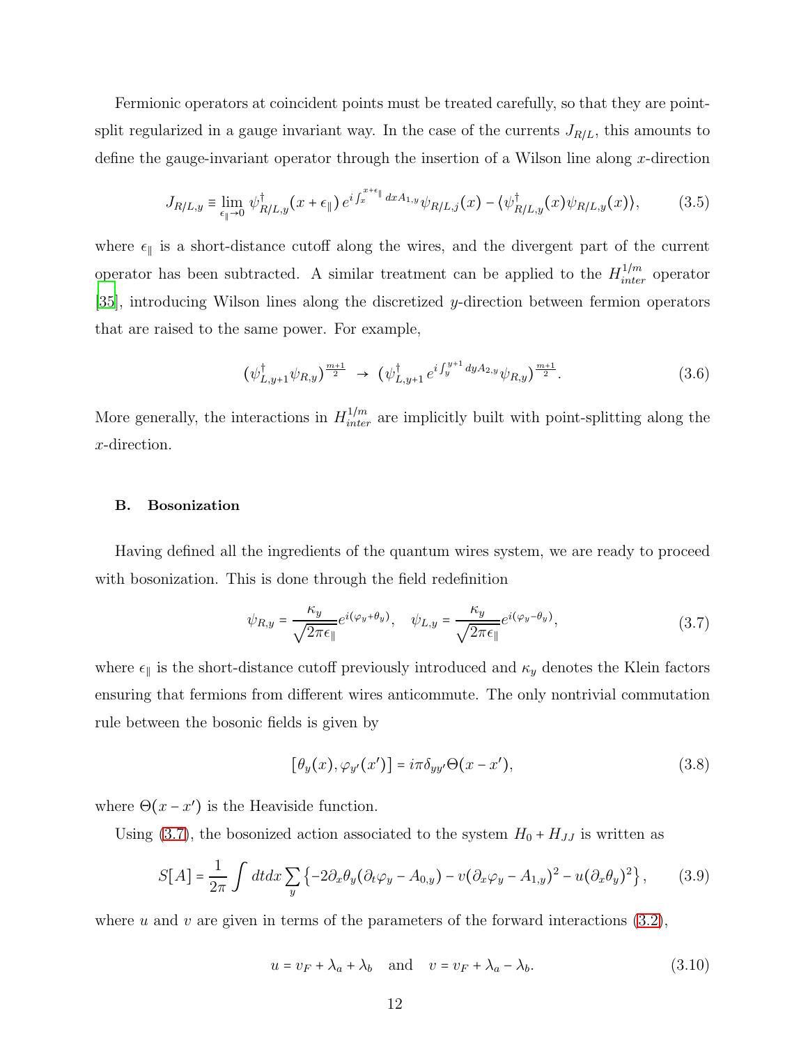Fermionic operators at coincident points must be treated carefully, so that they are point-split regularized in a gauge invariant way. In the case of the currents $J_{R/L}$, this amounts to define the gauge-invariant operator through the insertion of a Wilson line along $x$-direction

$$J_{R/L,y} \equiv \lim_{\epsilon_\parallel \to 0} \psi^\dagger_{R/L,y}(x+\epsilon_\parallel)\, e^{i\int_x^{x+\epsilon_\parallel} dx A_{1,y}} \psi_{R/L,j}(x) - \langle \psi^\dagger_{R/L,y}(x)\psi_{R/L,y}(x)\rangle, \tag{3.5}$$

where $\epsilon_\parallel$ is a short-distance cutoff along the wires, and the divergent part of the current operator has been subtracted. A similar treatment can be applied to the $H^{1/m}_{inter}$ operator [35], introducing Wilson lines along the discretized $y$-direction between fermion operators that are raised to the same power. For example,

$$(\psi^\dagger_{L,y+1}\psi_{R,y})^{\frac{m+1}{2}} \;\to\; (\psi^\dagger_{L,y+1}\, e^{i\int_y^{y+1} dy A_{2,y}} \psi_{R,y})^{\frac{m+1}{2}}. \tag{3.6}$$

More generally, the interactions in $H^{1/m}_{inter}$ are implicitly built with point-splitting along the $x$-direction.

### B. Bosonization

Having defined all the ingredients of the quantum wires system, we are ready to proceed with bosonization. This is done through the field redefinition

$$\psi_{R,y} = \frac{\kappa_y}{\sqrt{2\pi\epsilon_\parallel}} e^{i(\varphi_y+\theta_y)}, \quad \psi_{L,y} = \frac{\kappa_y}{\sqrt{2\pi\epsilon_\parallel}} e^{i(\varphi_y-\theta_y)}, \tag{3.7}$$

where $\epsilon_\parallel$ is the short-distance cutoff previously introduced and $\kappa_y$ denotes the Klein factors ensuring that fermions from different wires anticommute. The only nontrivial commutation rule between the bosonic fields is given by

$$[\theta_y(x), \varphi_{y'}(x')] = i\pi\delta_{yy'}\Theta(x-x'), \tag{3.8}$$

where $\Theta(x-x')$ is the Heaviside function.

Using (3.7), the bosonized action associated to the system $H_0 + H_{JJ}$ is written as

$$S[A] = \frac{1}{2\pi}\int dt dx \sum_y \left\{ -2\partial_x\theta_y(\partial_t\varphi_y - A_{0,y}) - v(\partial_x\varphi_y - A_{1,y})^2 - u(\partial_x\theta_y)^2 \right\}, \tag{3.9}$$

where $u$ and $v$ are given in terms of the parameters of the forward interactions (3.2),

$$u = v_F + \lambda_a + \lambda_b \quad \text{and} \quad v = v_F + \lambda_a - \lambda_b. \tag{3.10}$$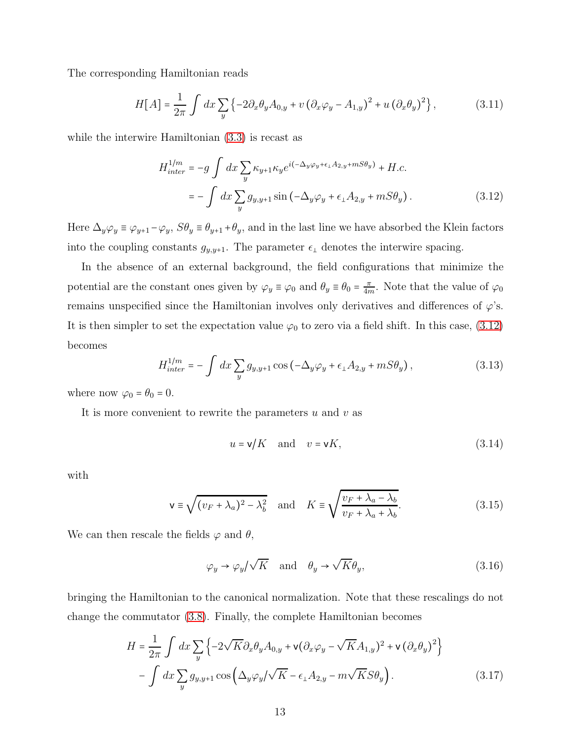The corresponding Hamiltonian reads

$$H[A] = \frac{1}{2\pi} \int dx \sum_y \left\{ -2\partial_x \theta_y A_{0,y} + v\left(\partial_x \varphi_y - A_{1,y}\right)^2 + u\left(\partial_x \theta_y\right)^2 \right\}, \tag{3.11}$$

while the interwire Hamiltonian (3.3) is recast as

$$\begin{aligned} H_{inter}^{1/m} &= -g \int dx \sum_y \kappa_{y+1}\kappa_y e^{i\left(-\Delta_y\varphi_y + \epsilon_\perp A_{2,y} + mS\theta_y\right)} + H.c. \\ &= -\int dx \sum_y g_{y,y+1} \sin\left(-\Delta_y \varphi_y + \epsilon_\perp A_{2,y} + mS\theta_y\right). \end{aligned} \tag{3.12}$$

Here $\Delta_y \varphi_y \equiv \varphi_{y+1} - \varphi_y$, $S\theta_y \equiv \theta_{y+1} + \theta_y$, and in the last line we have absorbed the Klein factors into the coupling constants $g_{y,y+1}$. The parameter $\epsilon_\perp$ denotes the interwire spacing.

In the absence of an external background, the field configurations that minimize the potential are the constant ones given by $\varphi_y \equiv \varphi_0$ and $\theta_y \equiv \theta_0 = \frac{\pi}{4m}$. Note that the value of $\varphi_0$ remains unspecified since the Hamiltonian involves only derivatives and differences of $\varphi$'s. It is then simpler to set the expectation value $\varphi_0$ to zero via a field shift. In this case, (3.12) becomes

$$H_{inter}^{1/m} = -\int dx \sum_y g_{y,y+1} \cos\left(-\Delta_y \varphi_y + \epsilon_\perp A_{2,y} + mS\theta_y\right), \tag{3.13}$$

where now $\varphi_0 = \theta_0 = 0$.

It is more convenient to rewrite the parameters $u$ and $v$ as

$$u = \mathsf{v}/K \quad \text{and} \quad v = \mathsf{v}K, \tag{3.14}$$

with

$$\mathsf{v} \equiv \sqrt{(v_F + \lambda_a)^2 - \lambda_b^2} \quad \text{and} \quad K \equiv \sqrt{\frac{v_F + \lambda_a - \lambda_b}{v_F + \lambda_a + \lambda_b}}. \tag{3.15}$$

We can then rescale the fields $\varphi$ and $\theta$,

$$\varphi_y \to \varphi_y/\sqrt{K} \quad \text{and} \quad \theta_y \to \sqrt{K}\theta_y, \tag{3.16}$$

bringing the Hamiltonian to the canonical normalization. Note that these rescalings do not change the commutator (3.8). Finally, the complete Hamiltonian becomes

$$\begin{aligned} H &= \frac{1}{2\pi} \int dx \sum_y \left\{ -2\sqrt{K}\partial_x \theta_y A_{0,y} + \mathsf{v}(\partial_x \varphi_y - \sqrt{K}A_{1,y})^2 + \mathsf{v}\left(\partial_x \theta_y\right)^2 \right\} \\ &\quad - \int dx \sum_y g_{y,y+1} \cos\left(\Delta_y \varphi_y/\sqrt{K} - \epsilon_\perp A_{2,y} - m\sqrt{K}S\theta_y\right). \end{aligned} \tag{3.17}$$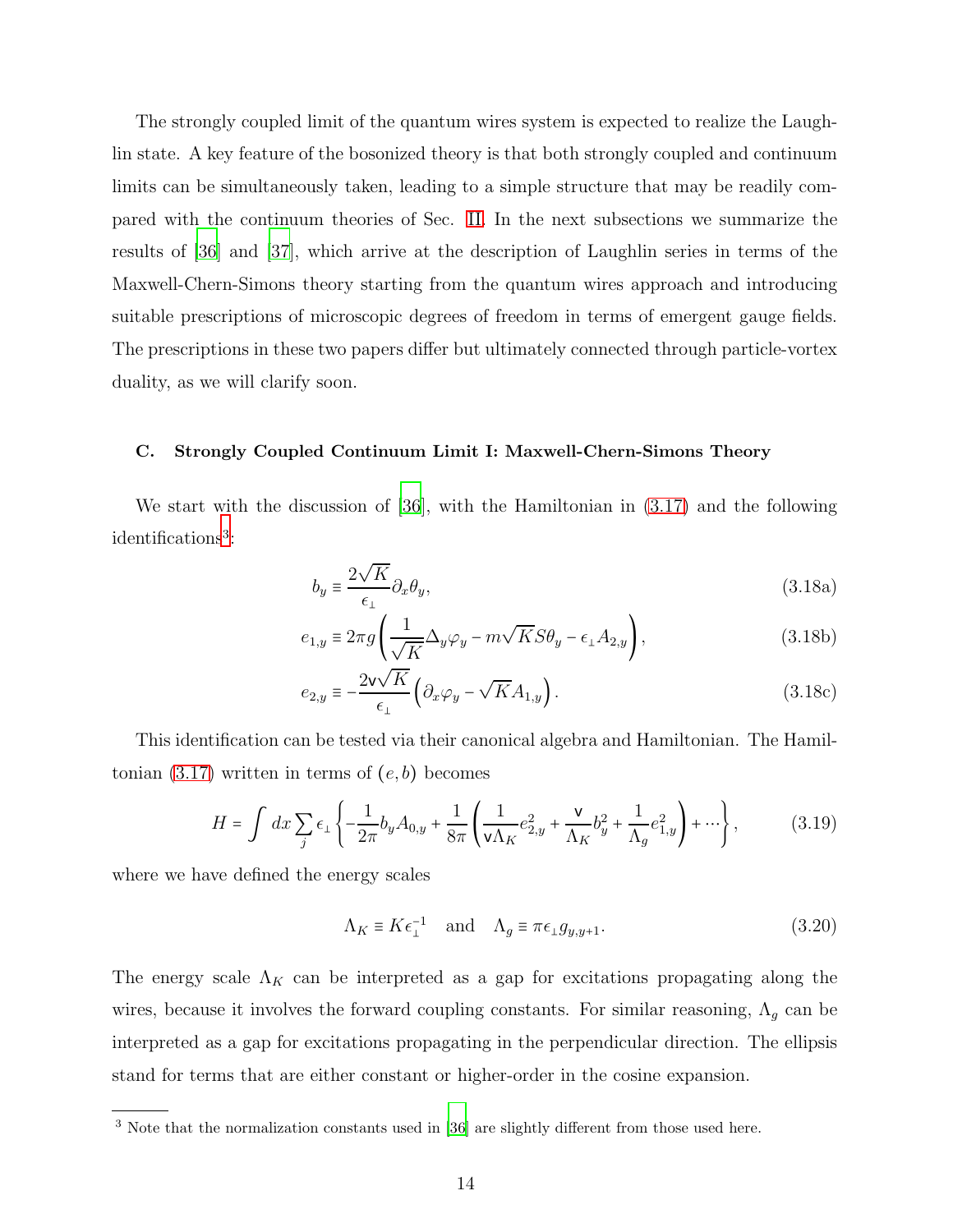The strongly coupled limit of the quantum wires system is expected to realize the Laughlin state. A key feature of the bosonized theory is that both strongly coupled and continuum limits can be simultaneously taken, leading to a simple structure that may be readily compared with the continuum theories of Sec. II. In the next subsections we summarize the results of [36] and [37], which arrive at the description of Laughlin series in terms of the Maxwell-Chern-Simons theory starting from the quantum wires approach and introducing suitable prescriptions of microscopic degrees of freedom in terms of emergent gauge fields. The prescriptions in these two papers differ but ultimately connected through particle-vortex duality, as we will clarify soon.

### C. Strongly Coupled Continuum Limit I: Maxwell-Chern-Simons Theory

We start with the discussion of [36], with the Hamiltonian in (3.17) and the following identifications[3]:

$$b_y \equiv \frac{2\sqrt{K}}{\epsilon_\perp}\partial_x \theta_y, \tag{3.18a}$$

$$e_{1,y} \equiv 2\pi g\left(\frac{1}{\sqrt{K}}\Delta_y \varphi_y - m\sqrt{K}S\theta_y - \epsilon_\perp A_{2,y}\right), \tag{3.18b}$$

$$e_{2,y} \equiv -\frac{2\mathsf{v}\sqrt{K}}{\epsilon_\perp}\left(\partial_x \varphi_y - \sqrt{K}A_{1,y}\right). \tag{3.18c}$$

This identification can be tested via their canonical algebra and Hamiltonian. The Hamiltonian (3.17) written in terms of $(e,b)$ becomes

$$H = \int dx \sum_j \epsilon_\perp \left\{ -\frac{1}{2\pi} b_y A_{0,y} + \frac{1}{8\pi}\left(\frac{1}{\mathsf{v}\Lambda_K} e_{2,y}^2 + \frac{\mathsf{v}}{\Lambda_K} b_y^2 + \frac{1}{\Lambda_g} e_{1,y}^2\right) + \cdots \right\}, \tag{3.19}$$

where we have defined the energy scales

$$\Lambda_K \equiv K\epsilon_\perp^{-1} \quad \text{and} \quad \Lambda_g \equiv \pi\epsilon_\perp g_{y,y+1}. \tag{3.20}$$

The energy scale $\Lambda_K$ can be interpreted as a gap for excitations propagating along the wires, because it involves the forward coupling constants. For similar reasoning, $\Lambda_g$ can be interpreted as a gap for excitations propagating in the perpendicular direction. The ellipsis stand for terms that are either constant or higher-order in the cosine expansion.

[3] Note that the normalization constants used in [36] are slightly different from those used here.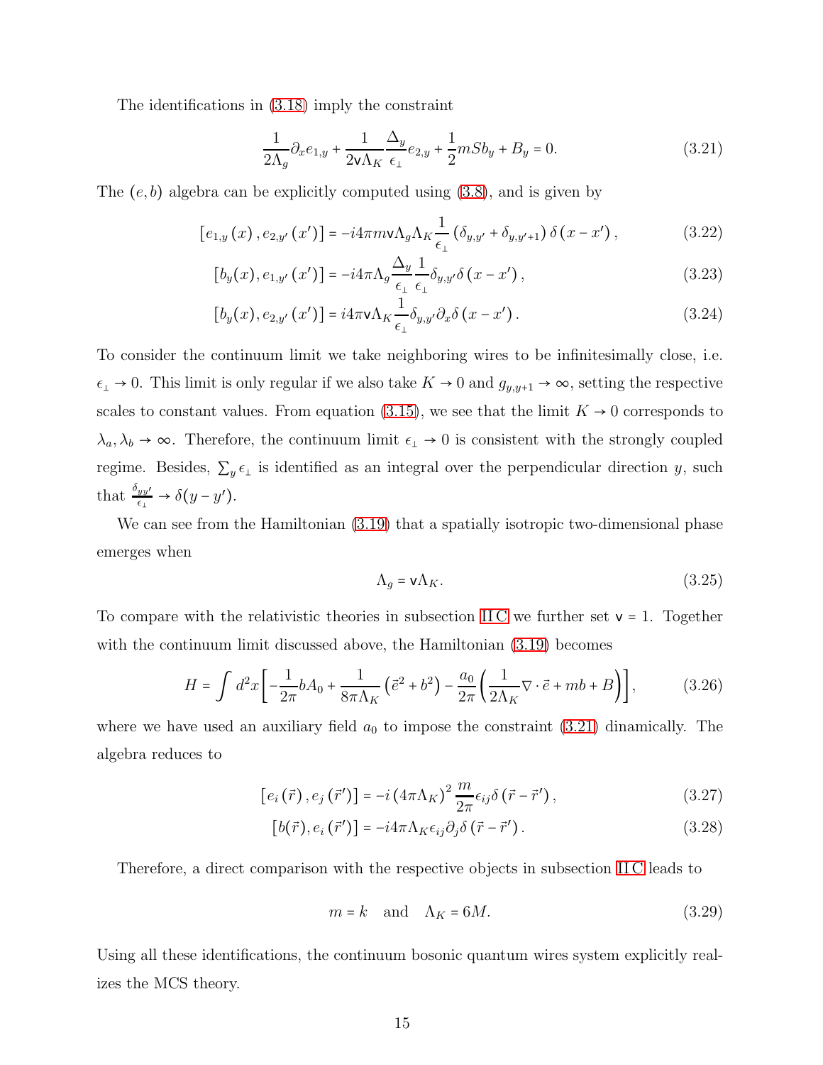The identifications in (3.18) imply the constraint

$$\frac{1}{2\Lambda_g}\partial_x e_{1,y} + \frac{1}{2\mathsf{v}\Lambda_K}\frac{\Delta_y}{\epsilon_\perp}e_{2,y} + \frac{1}{2}mSb_y + B_y = 0. \tag{3.21}$$

The $(e, b)$ algebra can be explicitly computed using (3.8), and is given by

$$[e_{1,y}(x), e_{2,y'}(x')] = -i4\pi m\mathsf{v}\Lambda_g\Lambda_K\frac{1}{\epsilon_\perp}(\delta_{y,y'} + \delta_{y,y'+1})\delta(x - x'), \tag{3.22}$$

$$[b_y(x), e_{1,y'}(x')] = -i4\pi\Lambda_g\frac{\Delta_y}{\epsilon_\perp}\frac{1}{\epsilon_\perp}\delta_{y,y'}\delta(x - x'), \tag{3.23}$$

$$[b_y(x), e_{2,y'}(x')] = i4\pi\mathsf{v}\Lambda_K\frac{1}{\epsilon_\perp}\delta_{y,y'}\partial_x\delta(x - x'). \tag{3.24}$$

To consider the continuum limit we take neighboring wires to be infinitesimally close, i.e. $\epsilon_\perp \to 0$. This limit is only regular if we also take $K \to 0$ and $g_{y,y+1} \to \infty$, setting the respective scales to constant values. From equation (3.15), we see that the limit $K \to 0$ corresponds to $\lambda_a, \lambda_b \to \infty$. Therefore, the continuum limit $\epsilon_\perp \to 0$ is consistent with the strongly coupled regime. Besides, $\sum_y \epsilon_\perp$ is identified as an integral over the perpendicular direction $y$, such that $\frac{\delta_{yy'}}{\epsilon_\perp} \to \delta(y - y')$.

We can see from the Hamiltonian (3.19) that a spatially isotropic two-dimensional phase emerges when

$$\Lambda_g = \mathsf{v}\Lambda_K. \tag{3.25}$$

To compare with the relativistic theories in subsection II C we further set $\mathsf{v} = 1$. Together with the continuum limit discussed above, the Hamiltonian (3.19) becomes

$$H = \int d^2x\left[-\frac{1}{2\pi}bA_0 + \frac{1}{8\pi\Lambda_K}\left(\vec{e}^2 + b^2\right) - \frac{a_0}{2\pi}\left(\frac{1}{2\Lambda_K}\nabla\cdot\vec{e} + mb + B\right)\right], \tag{3.26}$$

where we have used an auxiliary field $a_0$ to impose the constraint (3.21) dynamically. The algebra reduces to

$$[e_i(\vec{r}), e_j(\vec{r}')] = -i(4\pi\Lambda_K)^2\frac{m}{2\pi}\epsilon_{ij}\delta(\vec{r} - \vec{r}'), \tag{3.27}$$

$$[b(\vec{r}), e_i(\vec{r}')] = -i4\pi\Lambda_K\epsilon_{ij}\partial_j\delta(\vec{r} - \vec{r}'). \tag{3.28}$$

Therefore, a direct comparison with the respective objects in subsection II C leads to

$$m = k \quad \text{and} \quad \Lambda_K = 6M. \tag{3.29}$$

Using all these identifications, the continuum bosonic quantum wires system explicitly realizes the MCS theory.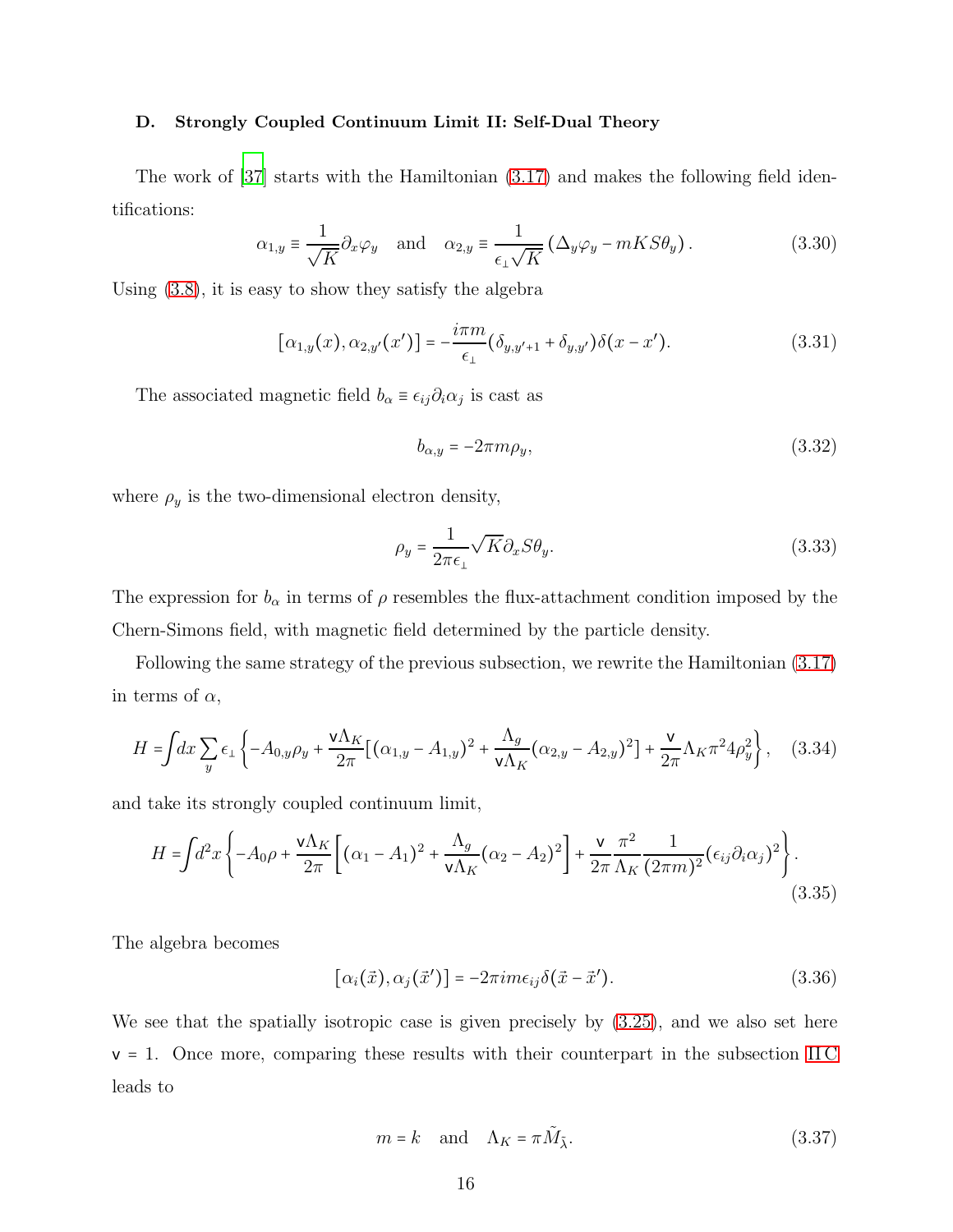### D. Strongly Coupled Continuum Limit II: Self-Dual Theory

The work of [37] starts with the Hamiltonian (3.17) and makes the following field identifications:

$$\alpha_{1,y} \equiv \frac{1}{\sqrt{K}}\partial_x \varphi_y \quad \text{and} \quad \alpha_{2,y} \equiv \frac{1}{\epsilon_\perp \sqrt{K}}\left(\Delta_y \varphi_y - mKS\theta_y\right). \tag{3.30}$$

Using (3.8), it is easy to show they satisfy the algebra

$$[\alpha_{1,y}(x), \alpha_{2,y'}(x')] = -\frac{i\pi m}{\epsilon_\perp}(\delta_{y,y'+1} + \delta_{y,y'})\delta(x - x'). \tag{3.31}$$

The associated magnetic field $b_\alpha \equiv \epsilon_{ij}\partial_i \alpha_j$ is cast as

$$b_{\alpha,y} = -2\pi m \rho_y, \tag{3.32}$$

where $\rho_y$ is the two-dimensional electron density,

$$\rho_y = \frac{1}{2\pi\epsilon_\perp}\sqrt{K}\partial_x S\theta_y. \tag{3.33}$$

The expression for $b_\alpha$ in terms of $\rho$ resembles the flux-attachment condition imposed by the Chern-Simons field, with magnetic field determined by the particle density.

Following the same strategy of the previous subsection, we rewrite the Hamiltonian (3.17) in terms of $\alpha$,

$$H = \int dx \sum_y \epsilon_\perp \left\{-A_{0,y}\rho_y + \frac{\mathsf{v}\Lambda_K}{2\pi}\left[(\alpha_{1,y} - A_{1,y})^2 + \frac{\Lambda_g}{\mathsf{v}\Lambda_K}(\alpha_{2,y} - A_{2,y})^2\right] + \frac{\mathsf{v}}{2\pi}\Lambda_K \pi^2 4\rho_y^2\right\}, \tag{3.34}$$

and take its strongly coupled continuum limit,

$$H = \int d^2x \left\{-A_0\rho + \frac{\mathsf{v}\Lambda_K}{2\pi}\left[(\alpha_1 - A_1)^2 + \frac{\Lambda_g}{\mathsf{v}\Lambda_K}(\alpha_2 - A_2)^2\right] + \frac{\mathsf{v}}{2\pi}\frac{\pi^2}{\Lambda_K}\frac{1}{(2\pi m)^2}(\epsilon_{ij}\partial_i\alpha_j)^2\right\}. \tag{3.35}$$

The algebra becomes

$$[\alpha_i(\vec{x}), \alpha_j(\vec{x}')] = -2\pi i m \epsilon_{ij}\delta(\vec{x} - \vec{x}'). \tag{3.36}$$

We see that the spatially isotropic case is given precisely by (3.25), and we also set here $\mathsf{v} = 1$. Once more, comparing these results with their counterpart in the subsection II C leads to

$$m = k \quad \text{and} \quad \Lambda_K = \pi \tilde{M}_{\tilde{\lambda}}. \tag{3.37}$$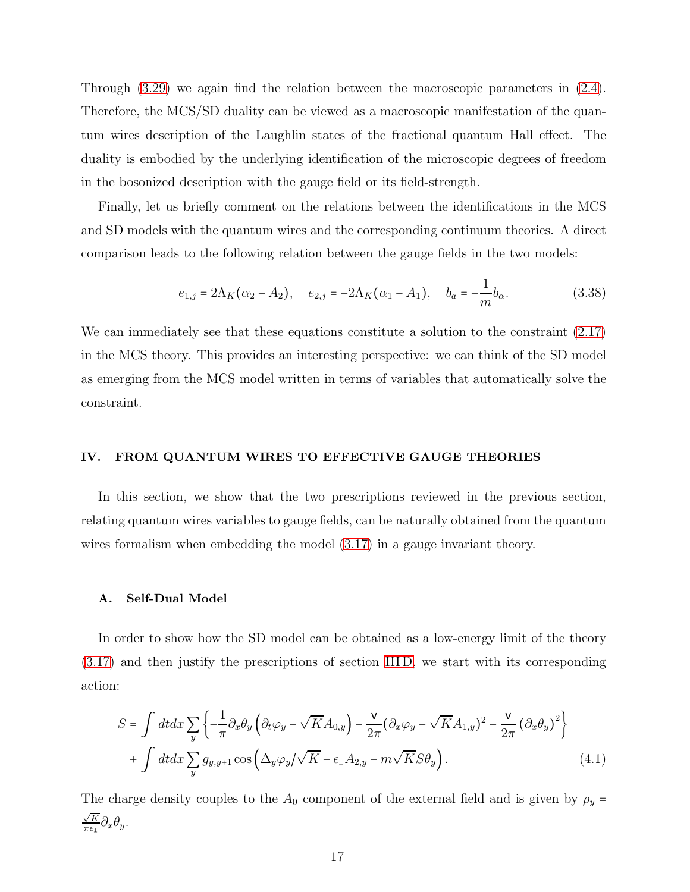Through (3.29) we again find the relation between the macroscopic parameters in (2.4). Therefore, the MCS/SD duality can be viewed as a macroscopic manifestation of the quantum wires description of the Laughlin states of the fractional quantum Hall effect. The duality is embodied by the underlying identification of the microscopic degrees of freedom in the bosonized description with the gauge field or its field-strength.

Finally, let us briefly comment on the relations between the identifications in the MCS and SD models with the quantum wires and the corresponding continuum theories. A direct comparison leads to the following relation between the gauge fields in the two models:

$$e_{1,j} = 2\Lambda_K(\alpha_2 - A_2), \quad e_{2,j} = -2\Lambda_K(\alpha_1 - A_1), \quad b_a = -\frac{1}{m} b_\alpha. \tag{3.38}$$

We can immediately see that these equations constitute a solution to the constraint (2.17) in the MCS theory. This provides an interesting perspective: we can think of the SD model as emerging from the MCS model written in terms of variables that automatically solve the constraint.

## IV. FROM QUANTUM WIRES TO EFFECTIVE GAUGE THEORIES

In this section, we show that the two prescriptions reviewed in the previous section, relating quantum wires variables to gauge fields, can be naturally obtained from the quantum wires formalism when embedding the model (3.17) in a gauge invariant theory.

### A. Self-Dual Model

In order to show how the SD model can be obtained as a low-energy limit of the theory (3.17) and then justify the prescriptions of section III D, we start with its corresponding action:

$$\begin{aligned} S = &\int dt dx \sum_y \left\{ -\frac{1}{\pi} \partial_x \theta_y \left( \partial_t \varphi_y - \sqrt{K} A_{0,y} \right) - \frac{\mathsf{v}}{2\pi} (\partial_x \varphi_y - \sqrt{K} A_{1,y})^2 - \frac{\mathsf{v}}{2\pi} \left( \partial_x \theta_y \right)^2 \right\} \\ &+ \int dt dx \sum_y g_{y,y+1} \cos \left( \Delta_y \varphi_y / \sqrt{K} - \epsilon_\perp A_{2,y} - m\sqrt{K} S \theta_y \right). \end{aligned} \tag{4.1}$$

The charge density couples to the $A_0$ component of the external field and is given by $\rho_y = \frac{\sqrt{K}}{\pi \epsilon_\perp} \partial_x \theta_y$.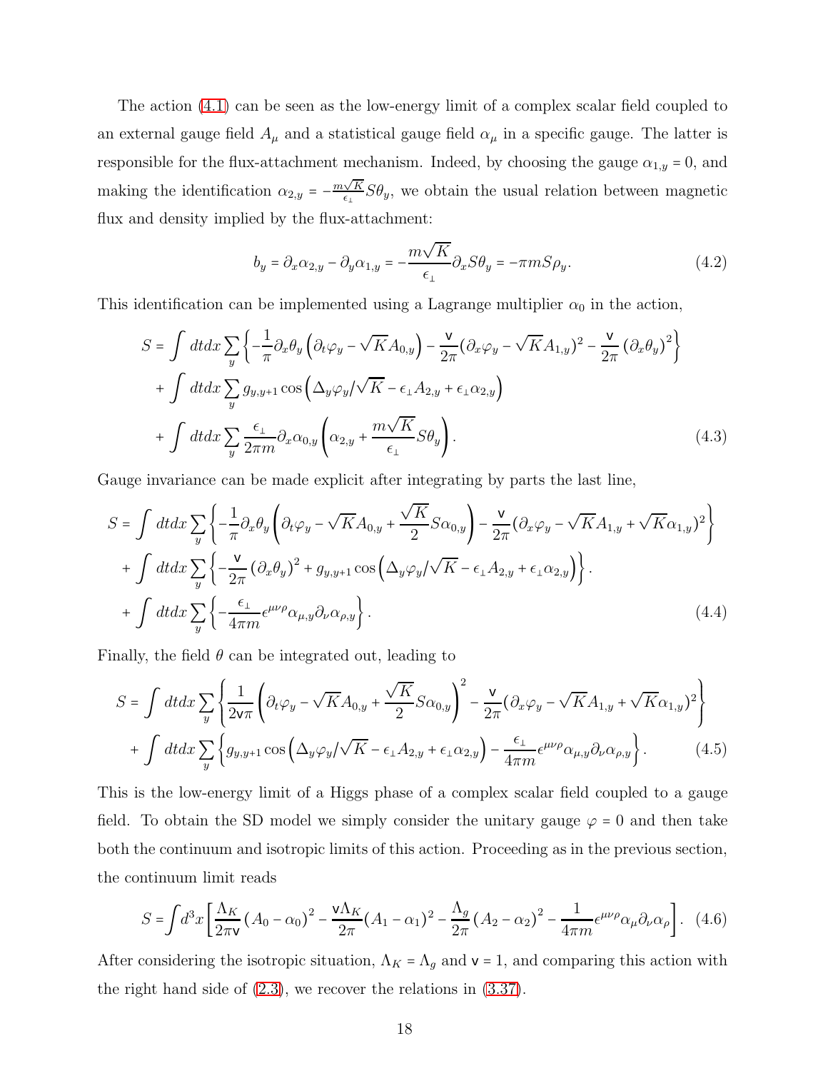The action (4.1) can be seen as the low-energy limit of a complex scalar field coupled to an external gauge field $A_\mu$ and a statistical gauge field $\alpha_\mu$ in a specific gauge. The latter is responsible for the flux-attachment mechanism. Indeed, by choosing the gauge $\alpha_{1,y} = 0$, and making the identification $\alpha_{2,y} = -\frac{m\sqrt{K}}{\epsilon_\perp} S\theta_y$, we obtain the usual relation between magnetic flux and density implied by the flux-attachment:

$$b_y = \partial_x \alpha_{2,y} - \partial_y \alpha_{1,y} = -\frac{m\sqrt{K}}{\epsilon_\perp} \partial_x S\theta_y = -\pi m S \rho_y. \tag{4.2}$$

This identification can be implemented using a Lagrange multiplier $\alpha_0$ in the action,

$$\begin{aligned} S = \int dtdx \sum_y &\left\{ -\frac{1}{\pi} \partial_x \theta_y \left( \partial_t \varphi_y - \sqrt{K} A_{0,y} \right) - \frac{\mathsf{v}}{2\pi} (\partial_x \varphi_y - \sqrt{K} A_{1,y})^2 - \frac{\mathsf{v}}{2\pi} \left( \partial_x \theta_y \right)^2 \right\} \\ &+ \int dtdx \sum_y g_{y,y+1} \cos\left( \Delta_y \varphi_y / \sqrt{K} - \epsilon_\perp A_{2,y} + \epsilon_\perp \alpha_{2,y} \right) \\ &+ \int dtdx \sum_y \frac{\epsilon_\perp}{2\pi m} \partial_x \alpha_{0,y} \left( \alpha_{2,y} + \frac{m\sqrt{K}}{\epsilon_\perp} S\theta_y \right). \end{aligned} \tag{4.3}$$

Gauge invariance can be made explicit after integrating by parts the last line,

$$\begin{aligned} S = \int dtdx \sum_y &\left\{ -\frac{1}{\pi} \partial_x \theta_y \left( \partial_t \varphi_y - \sqrt{K} A_{0,y} + \frac{\sqrt{K}}{2} S\alpha_{0,y} \right) - \frac{\mathsf{v}}{2\pi} (\partial_x \varphi_y - \sqrt{K} A_{1,y} + \sqrt{K}\alpha_{1,y})^2 \right\} \\ &+ \int dtdx \sum_y \left\{ -\frac{\mathsf{v}}{2\pi} \left( \partial_x \theta_y \right)^2 + g_{y,y+1} \cos\left( \Delta_y \varphi_y / \sqrt{K} - \epsilon_\perp A_{2,y} + \epsilon_\perp \alpha_{2,y} \right) \right\}. \\ &+ \int dtdx \sum_y \left\{ -\frac{\epsilon_\perp}{4\pi m} \epsilon^{\mu\nu\rho} \alpha_{\mu,y} \partial_\nu \alpha_{\rho,y} \right\}. \end{aligned} \tag{4.4}$$

Finally, the field $\theta$ can be integrated out, leading to

$$\begin{aligned} S = \int dtdx \sum_y &\left\{ \frac{1}{2\mathsf{v}\pi} \left( \partial_t \varphi_y - \sqrt{K} A_{0,y} + \frac{\sqrt{K}}{2} S\alpha_{0,y} \right)^2 - \frac{\mathsf{v}}{2\pi} (\partial_x \varphi_y - \sqrt{K} A_{1,y} + \sqrt{K}\alpha_{1,y})^2 \right\} \\ &+ \int dtdx \sum_y \left\{ g_{y,y+1} \cos\left( \Delta_y \varphi_y / \sqrt{K} - \epsilon_\perp A_{2,y} + \epsilon_\perp \alpha_{2,y} \right) - \frac{\epsilon_\perp}{4\pi m} \epsilon^{\mu\nu\rho} \alpha_{\mu,y} \partial_\nu \alpha_{\rho,y} \right\}. \end{aligned} \tag{4.5}$$

This is the low-energy limit of a Higgs phase of a complex scalar field coupled to a gauge field. To obtain the SD model we simply consider the unitary gauge $\varphi = 0$ and then take both the continuum and isotropic limits of this action. Proceeding as in the previous section, the continuum limit reads

$$S = \int d^3x \left[ \frac{\Lambda_K}{2\pi\mathsf{v}} \left( A_0 - \alpha_0 \right)^2 - \frac{\mathsf{v}\Lambda_K}{2\pi} (A_1 - \alpha_1)^2 - \frac{\Lambda_g}{2\pi} \left( A_2 - \alpha_2 \right)^2 - \frac{1}{4\pi m} \epsilon^{\mu\nu\rho} \alpha_\mu \partial_\nu \alpha_\rho \right]. \tag{4.6}$$

After considering the isotropic situation, $\Lambda_K = \Lambda_g$ and $\mathsf{v} = 1$, and comparing this action with the right hand side of (2.3), we recover the relations in (3.37).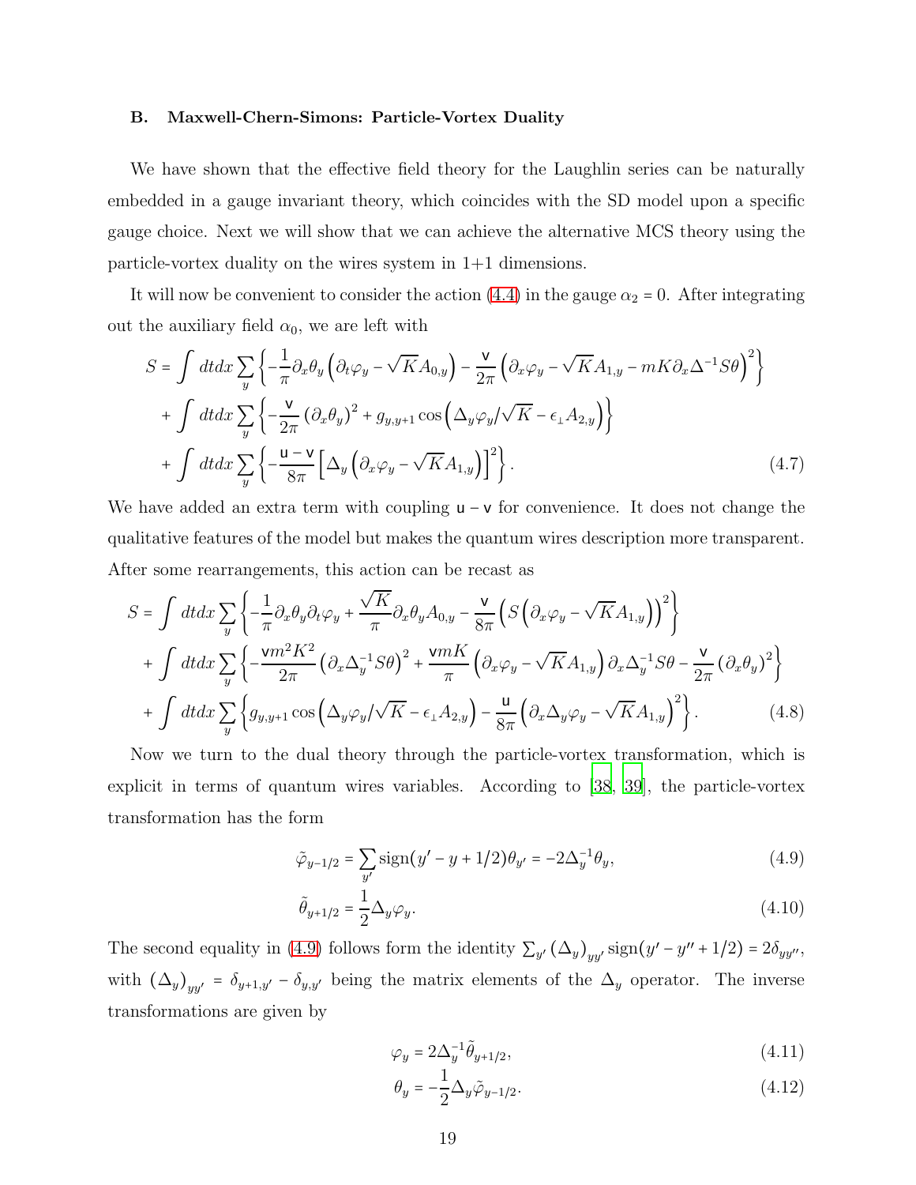### B. Maxwell-Chern-Simons: Particle-Vortex Duality

We have shown that the effective field theory for the Laughlin series can be naturally embedded in a gauge invariant theory, which coincides with the SD model upon a specific gauge choice. Next we will show that we can achieve the alternative MCS theory using the particle-vortex duality on the wires system in 1+1 dimensions.

It will now be convenient to consider the action (4.4) in the gauge $\alpha_2 = 0$. After integrating out the auxiliary field $\alpha_0$, we are left with

$$
\begin{aligned}
S &= \int dtdx \sum_y \left\{ -\frac{1}{\pi}\partial_x\theta_y\left(\partial_t\varphi_y - \sqrt{K}A_{0,y}\right) - \frac{\mathsf{v}}{2\pi}\left(\partial_x\varphi_y - \sqrt{K}A_{1,y} - mK\partial_x\Delta^{-1}S\theta\right)^2\right\} \\
&+ \int dtdx \sum_y \left\{ -\frac{\mathsf{v}}{2\pi}\left(\partial_x\theta_y\right)^2 + g_{y,y+1}\cos\left(\Delta_y\varphi_y/\sqrt{K} - \epsilon_\perp A_{2,y}\right)\right\} \\
&+ \int dtdx \sum_y \left\{ -\frac{\mathsf{u}-\mathsf{v}}{8\pi}\left[\Delta_y\left(\partial_x\varphi_y - \sqrt{K}A_{1,y}\right)\right]^2\right\}.
\end{aligned} \tag{4.7}
$$

We have added an extra term with coupling $\mathsf{u}-\mathsf{v}$ for convenience. It does not change the qualitative features of the model but makes the quantum wires description more transparent. After some rearrangements, this action can be recast as

$$
\begin{aligned}
S &= \int dtdx \sum_y \left\{ -\frac{1}{\pi}\partial_x\theta_y\partial_t\varphi_y + \frac{\sqrt{K}}{\pi}\partial_x\theta_y A_{0,y} - \frac{\mathsf{v}}{8\pi}\left(S\left(\partial_x\varphi_y - \sqrt{K}A_{1,y}\right)\right)^2\right\} \\
&+ \int dtdx \sum_y \left\{ -\frac{\mathsf{v}m^2K^2}{2\pi}\left(\partial_x\Delta_y^{-1}S\theta\right)^2 + \frac{\mathsf{v}mK}{\pi}\left(\partial_x\varphi_y - \sqrt{K}A_{1,y}\right)\partial_x\Delta_y^{-1}S\theta - \frac{\mathsf{v}}{2\pi}\left(\partial_x\theta_y\right)^2\right\} \\
&+ \int dtdx \sum_y \left\{ g_{y,y+1}\cos\left(\Delta_y\varphi_y/\sqrt{K} - \epsilon_\perp A_{2,y}\right) - \frac{\mathsf{u}}{8\pi}\left(\partial_x\Delta_y\varphi_y - \sqrt{K}A_{1,y}\right)^2\right\}.
\end{aligned} \tag{4.8}
$$

Now we turn to the dual theory through the particle-vortex transformation, which is explicit in terms of quantum wires variables. According to [38, 39], the particle-vortex transformation has the form

$$
\tilde{\varphi}_{y-1/2} = \sum_{y'}\text{sign}(y'-y+1/2)\theta_{y'} = -2\Delta_y^{-1}\theta_y, \tag{4.9}
$$

$$
\tilde{\theta}_{y+1/2} = \frac{1}{2}\Delta_y\varphi_y. \tag{4.10}
$$

The second equality in (4.9) follows form the identity $\sum_{y'}\left(\Delta_y\right)_{yy'}\text{sign}(y'-y''+1/2) = 2\delta_{yy''}$, with $\left(\Delta_y\right)_{yy'} = \delta_{y+1,y'} - \delta_{y,y'}$ being the matrix elements of the $\Delta_y$ operator. The inverse transformations are given by

$$
\varphi_y = 2\Delta_y^{-1}\tilde{\theta}_{y+1/2}, \tag{4.11}
$$

$$
\theta_y = -\frac{1}{2}\Delta_y\tilde{\varphi}_{y-1/2}. \tag{4.12}
$$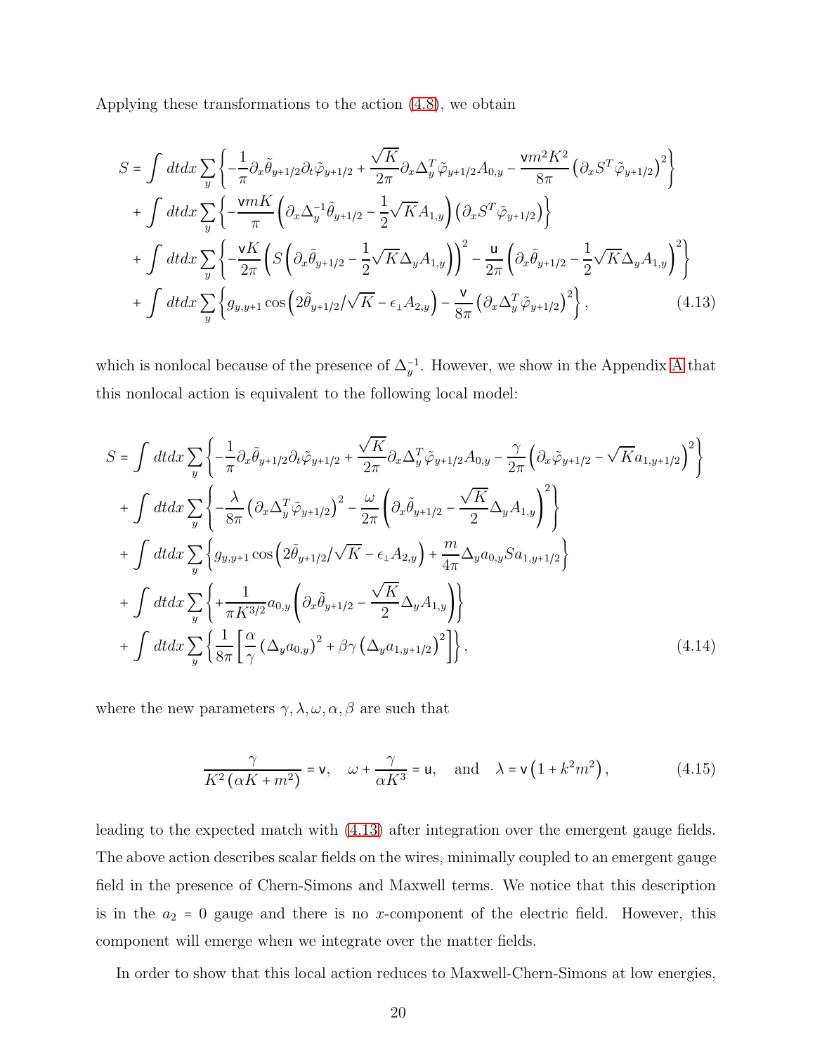Applying these transformations to the action (4.8), we obtain

$$
\begin{aligned}
S = &\int dtdx \sum_y \left\{ -\frac{1}{\pi}\partial_x\tilde{\theta}_{y+1/2}\partial_t\tilde{\varphi}_{y+1/2} + \frac{\sqrt{K}}{2\pi}\partial_x\Delta_y^T\tilde{\varphi}_{y+1/2}A_{0,y} - \frac{\mathsf{v}m^2K^2}{8\pi}\left(\partial_x S^T\tilde{\varphi}_{y+1/2}\right)^2 \right\} \\
&+ \int dtdx \sum_y \left\{ -\frac{\mathsf{v}mK}{\pi}\left(\partial_x\Delta_y^{-1}\tilde{\theta}_{y+1/2} - \frac{1}{2}\sqrt{K}A_{1,y}\right)\left(\partial_x S^T\tilde{\varphi}_{y+1/2}\right) \right\} \\
&+ \int dtdx \sum_y \left\{ -\frac{\mathsf{v}K}{2\pi}\left(S\left(\partial_x\tilde{\theta}_{y+1/2} - \frac{1}{2}\sqrt{K}\Delta_y A_{1,y}\right)\right)^2 - \frac{\mathsf{u}}{2\pi}\left(\partial_x\tilde{\theta}_{y+1/2} - \frac{1}{2}\sqrt{K}\Delta_y A_{1,y}\right)^2 \right\} \\
&+ \int dtdx \sum_y \left\{ g_{y,y+1}\cos\left(2\tilde{\theta}_{y+1/2}/\sqrt{K} - \epsilon_\perp A_{2,y}\right) - \frac{\mathsf{v}}{8\pi}\left(\partial_x\Delta_y^T\tilde{\varphi}_{y+1/2}\right)^2 \right\},
\end{aligned} \tag{4.13}
$$

which is nonlocal because of the presence of $\Delta_y^{-1}$. However, we show in the Appendix A that this nonlocal action is equivalent to the following local model:

$$
\begin{aligned}
S = &\int dtdx \sum_y \left\{ -\frac{1}{\pi}\partial_x\tilde{\theta}_{y+1/2}\partial_t\tilde{\varphi}_{y+1/2} + \frac{\sqrt{K}}{2\pi}\partial_x\Delta_y^T\tilde{\varphi}_{y+1/2}A_{0,y} - \frac{\gamma}{2\pi}\left(\partial_x\tilde{\varphi}_{y+1/2} - \sqrt{K}a_{1,y+1/2}\right)^2 \right\} \\
&+ \int dtdx \sum_y \left\{ -\frac{\lambda}{8\pi}\left(\partial_x\Delta_y^T\tilde{\varphi}_{y+1/2}\right)^2 - \frac{\omega}{2\pi}\left(\partial_x\tilde{\theta}_{y+1/2} - \frac{\sqrt{K}}{2}\Delta_y A_{1,y}\right)^2 \right\} \\
&+ \int dtdx \sum_y \left\{ g_{y,y+1}\cos\left(2\tilde{\theta}_{y+1/2}/\sqrt{K} - \epsilon_\perp A_{2,y}\right) + \frac{m}{4\pi}\Delta_y a_{0,y} S a_{1,y+1/2} \right\} \\
&+ \int dtdx \sum_y \left\{ +\frac{1}{\pi K^{3/2}}a_{0,y}\left(\partial_x\tilde{\theta}_{y+1/2} - \frac{\sqrt{K}}{2}\Delta_y A_{1,y}\right) \right\} \\
&+ \int dtdx \sum_y \left\{ \frac{1}{8\pi}\left[\frac{\alpha}{\gamma}\left(\Delta_y a_{0,y}\right)^2 + \beta\gamma\left(\Delta_y a_{1,y+1/2}\right)^2\right] \right\},
\end{aligned} \tag{4.14}
$$

where the new parameters $\gamma, \lambda, \omega, \alpha, \beta$ are such that

$$
\frac{\gamma}{K^2\left(\alpha K + m^2\right)} = \mathsf{v}, \quad \omega + \frac{\gamma}{\alpha K^3} = \mathsf{u}, \quad \text{and} \quad \lambda = \mathsf{v}\left(1 + k^2 m^2\right), \tag{4.15}
$$

leading to the expected match with (4.13) after integration over the emergent gauge fields. The above action describes scalar fields on the wires, minimally coupled to an emergent gauge field in the presence of Chern-Simons and Maxwell terms. We notice that this description is in the $a_2 = 0$ gauge and there is no $x$-component of the electric field. However, this component will emerge when we integrate over the matter fields.

In order to show that this local action reduces to Maxwell-Chern-Simons at low energies,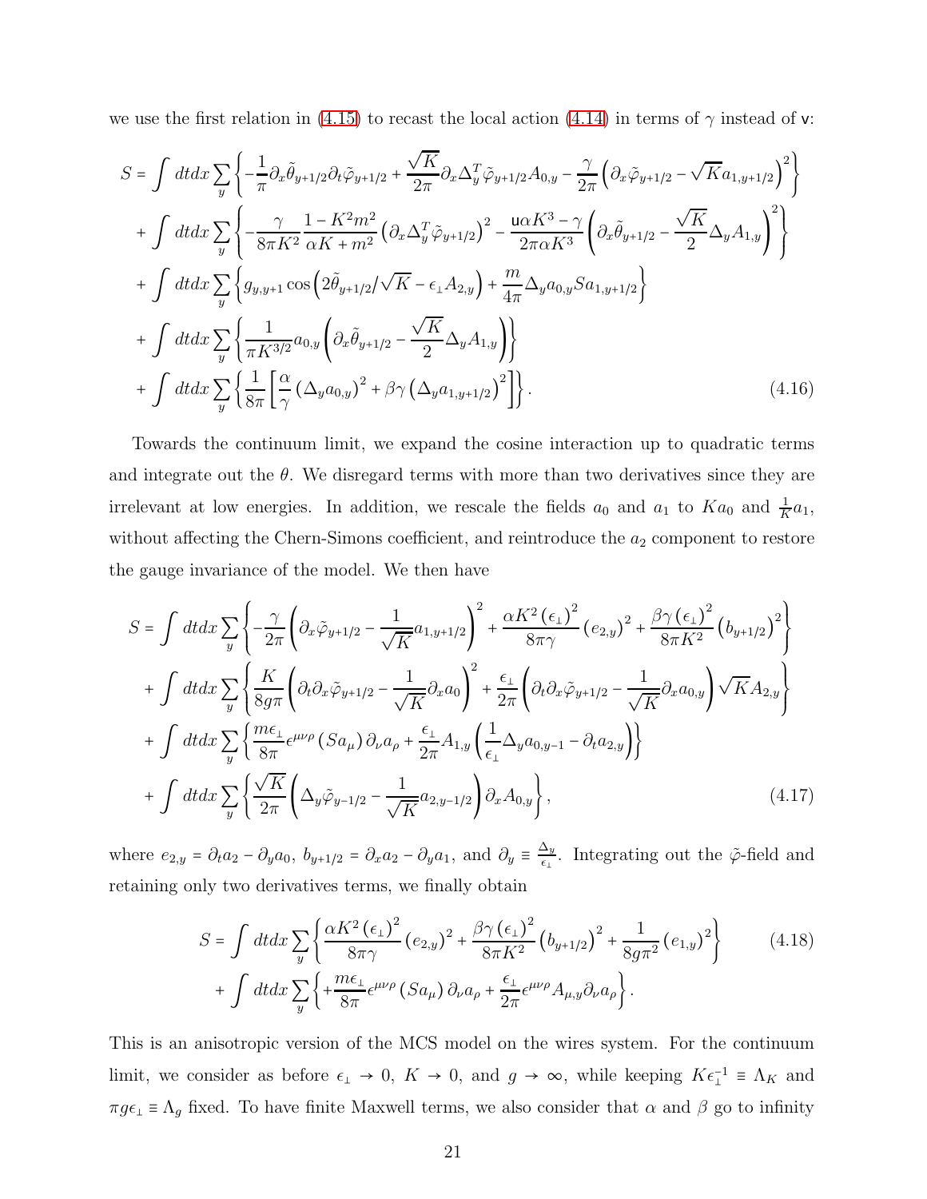we use the first relation in (4.15) to recast the local action (4.14) in terms of $\gamma$ instead of $\mathsf{v}$:

$$
\begin{aligned}
S = &\int dtdx \sum_y \left\{ -\frac{1}{\pi}\partial_x \tilde{\theta}_{y+1/2}\partial_t \tilde{\varphi}_{y+1/2} + \frac{\sqrt{K}}{2\pi}\partial_x \Delta_y^T \tilde{\varphi}_{y+1/2} A_{0,y} - \frac{\gamma}{2\pi}\left(\partial_x \tilde{\varphi}_{y+1/2} - \sqrt{K} a_{1,y+1/2}\right)^2 \right\} \\
&+ \int dtdx \sum_y \left\{ -\frac{\gamma}{8\pi K^2}\frac{1-K^2 m^2}{\alpha K + m^2}\left(\partial_x \Delta_y^T \tilde{\varphi}_{y+1/2}\right)^2 - \frac{\mathsf{u}\alpha K^3 - \gamma}{2\pi \alpha K^3}\left(\partial_x \tilde{\theta}_{y+1/2} - \frac{\sqrt{K}}{2}\Delta_y A_{1,y}\right)^2 \right\} \\
&+ \int dtdx \sum_y \left\{ g_{y,y+1}\cos\left(2\tilde{\theta}_{y+1/2}/\sqrt{K} - \epsilon_\perp A_{2,y}\right) + \frac{m}{4\pi}\Delta_y a_{0,y} S a_{1,y+1/2} \right\} \\
&+ \int dtdx \sum_y \left\{ \frac{1}{\pi K^{3/2}} a_{0,y}\left(\partial_x \tilde{\theta}_{y+1/2} - \frac{\sqrt{K}}{2}\Delta_y A_{1,y}\right) \right\} \\
&+ \int dtdx \sum_y \left\{ \frac{1}{8\pi}\left[\frac{\alpha}{\gamma}\left(\Delta_y a_{0,y}\right)^2 + \beta\gamma\left(\Delta_y a_{1,y+1/2}\right)^2\right] \right\}.
\end{aligned}
\tag{4.16}
$$

Towards the continuum limit, we expand the cosine interaction up to quadratic terms and integrate out the $\theta$. We disregard terms with more than two derivatives since they are irrelevant at low energies. In addition, we rescale the fields $a_0$ and $a_1$ to $K a_0$ and $\frac{1}{K}a_1$, without affecting the Chern-Simons coefficient, and reintroduce the $a_2$ component to restore the gauge invariance of the model. We then have

$$
\begin{aligned}
S = &\int dtdx \sum_y \left\{ -\frac{\gamma}{2\pi}\left(\partial_x \tilde{\varphi}_{y+1/2} - \frac{1}{\sqrt{K}} a_{1,y+1/2}\right)^2 + \frac{\alpha K^2 \left(\epsilon_\perp\right)^2}{8\pi\gamma}\left(e_{2,y}\right)^2 + \frac{\beta\gamma\left(\epsilon_\perp\right)^2}{8\pi K^2}\left(b_{y+1/2}\right)^2 \right\} \\
&+ \int dtdx \sum_y \left\{ \frac{K}{8g\pi}\left(\partial_t\partial_x \tilde{\varphi}_{y+1/2} - \frac{1}{\sqrt{K}}\partial_x a_0\right)^2 + \frac{\epsilon_\perp}{2\pi}\left(\partial_t \partial_x \tilde{\varphi}_{y+1/2} - \frac{1}{\sqrt{K}}\partial_x a_{0,y}\right)\sqrt{K} A_{2,y} \right\} \\
&+ \int dtdx \sum_y \left\{ \frac{m\epsilon_\perp}{8\pi}\epsilon^{\mu\nu\rho}\left(S a_\mu\right)\partial_\nu a_\rho + \frac{\epsilon_\perp}{2\pi}A_{1,y}\left(\frac{1}{\epsilon_\perp}\Delta_y a_{0,y-1} - \partial_t a_{2,y}\right) \right\} \\
&+ \int dtdx \sum_y \left\{ \frac{\sqrt{K}}{2\pi}\left(\Delta_y \tilde{\varphi}_{y-1/2} - \frac{1}{\sqrt{K}} a_{2,y-1/2}\right)\partial_x A_{0,y} \right\},
\end{aligned}
\tag{4.17}
$$

where $e_{2,y} = \partial_t a_2 - \partial_y a_0$, $b_{y+1/2} = \partial_x a_2 - \partial_y a_1$, and $\partial_y \equiv \frac{\Delta_y}{\epsilon_\perp}$. Integrating out the $\tilde{\varphi}$-field and retaining only two derivatives terms, we finally obtain

$$
\begin{aligned}
S = &\int dtdx \sum_y \left\{ \frac{\alpha K^2 \left(\epsilon_\perp\right)^2}{8\pi\gamma}\left(e_{2,y}\right)^2 + \frac{\beta\gamma\left(\epsilon_\perp\right)^2}{8\pi K^2}\left(b_{y+1/2}\right)^2 + \frac{1}{8g\pi^2}\left(e_{1,y}\right)^2 \right\} \\
&+ \int dtdx \sum_y \left\{ +\frac{m\epsilon_\perp}{8\pi}\epsilon^{\mu\nu\rho}\left(S a_\mu\right)\partial_\nu a_\rho + \frac{\epsilon_\perp}{2\pi}\epsilon^{\mu\nu\rho} A_{\mu,y}\partial_\nu a_\rho \right\}.
\end{aligned}
\tag{4.18}
$$

This is an anisotropic version of the MCS model on the wires system. For the continuum limit, we consider as before $\epsilon_\perp \to 0$, $K \to 0$, and $g \to \infty$, while keeping $K\epsilon_\perp^{-1} \equiv \Lambda_K$ and $\pi g \epsilon_\perp \equiv \Lambda_g$ fixed. To have finite Maxwell terms, we also consider that $\alpha$ and $\beta$ go to infinity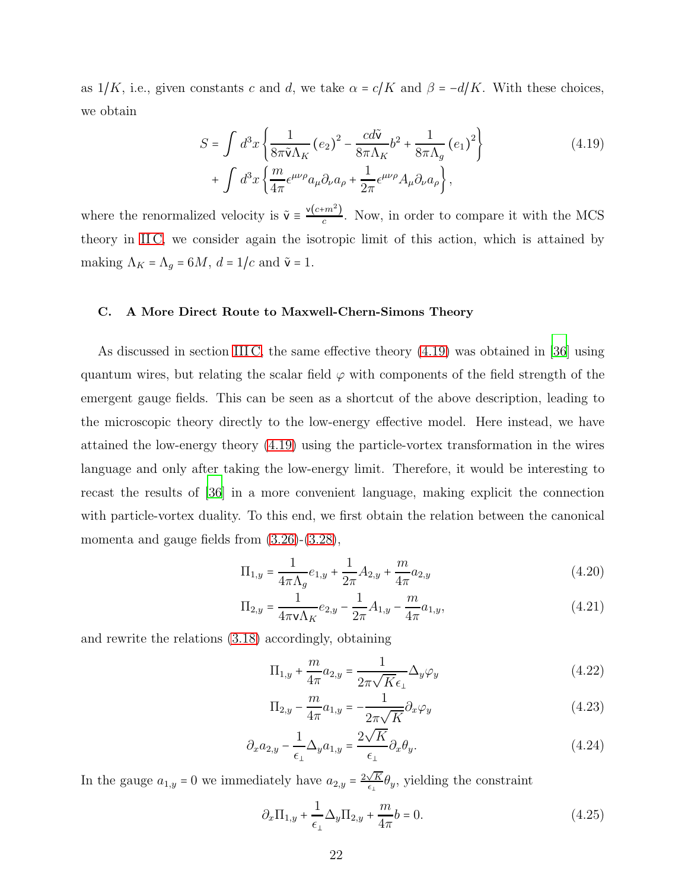as $1/K$, i.e., given constants $c$ and $d$, we take $\alpha = c/K$ and $\beta = -d/K$. With these choices, we obtain

$$
\begin{aligned}
S = &\int d^3x \left\{ \frac{1}{8\pi\tilde{\mathsf{v}}\Lambda_K} (e_2)^2 - \frac{cd\tilde{\mathsf{v}}}{8\pi\Lambda_K} b^2 + \frac{1}{8\pi\Lambda_g} (e_1)^2 \right\} \\
&+ \int d^3x \left\{ \frac{m}{4\pi} \epsilon^{\mu\nu\rho} a_\mu \partial_\nu a_\rho + \frac{1}{2\pi} \epsilon^{\mu\nu\rho} A_\mu \partial_\nu a_\rho \right\},
\end{aligned}
\tag{4.19}
$$

where the renormalized velocity is $\tilde{\mathsf{v}} \equiv \frac{\mathsf{v}(c+m^2)}{c}$. Now, in order to compare it with the MCS theory in II C, we consider again the isotropic limit of this action, which is attained by making $\Lambda_K = \Lambda_g = 6M$, $d = 1/c$ and $\tilde{\mathsf{v}} = 1$.

### C. A More Direct Route to Maxwell-Chern-Simons Theory

As discussed in section III C, the same effective theory (4.19) was obtained in [36] using quantum wires, but relating the scalar field $\varphi$ with components of the field strength of the emergent gauge fields. This can be seen as a shortcut of the above description, leading to the microscopic theory directly to the low-energy effective model. Here instead, we have attained the low-energy theory (4.19) using the particle-vortex transformation in the wires language and only after taking the low-energy limit. Therefore, it would be interesting to recast the results of [36] in a more convenient language, making explicit the connection with particle-vortex duality. To this end, we first obtain the relation between the canonical momenta and gauge fields from (3.26)-(3.28),

$$
\Pi_{1,y} = \frac{1}{4\pi\Lambda_g} e_{1,y} + \frac{1}{2\pi} A_{2,y} + \frac{m}{4\pi} a_{2,y}
\tag{4.20}
$$

$$
\Pi_{2,y} = \frac{1}{4\pi\mathsf{v}\Lambda_K} e_{2,y} - \frac{1}{2\pi} A_{1,y} - \frac{m}{4\pi} a_{1,y},
\tag{4.21}
$$

and rewrite the relations (3.18) accordingly, obtaining

$$
\Pi_{1,y} + \frac{m}{4\pi} a_{2,y} = \frac{1}{2\pi\sqrt{K}\epsilon_\perp} \Delta_y \varphi_y
\tag{4.22}
$$

$$
\Pi_{2,y} - \frac{m}{4\pi} a_{1,y} = -\frac{1}{2\pi\sqrt{K}} \partial_x \varphi_y
\tag{4.23}
$$

$$
\partial_x a_{2,y} - \frac{1}{\epsilon_\perp} \Delta_y a_{1,y} = \frac{2\sqrt{K}}{\epsilon_\perp} \partial_x \theta_y.
\tag{4.24}
$$

In the gauge $a_{1,y} = 0$ we immediately have $a_{2,y} = \frac{2\sqrt{K}}{\epsilon_\perp} \theta_y$, yielding the constraint

$$
\partial_x \Pi_{1,y} + \frac{1}{\epsilon_\perp} \Delta_y \Pi_{2,y} + \frac{m}{4\pi} b = 0.
\tag{4.25}
$$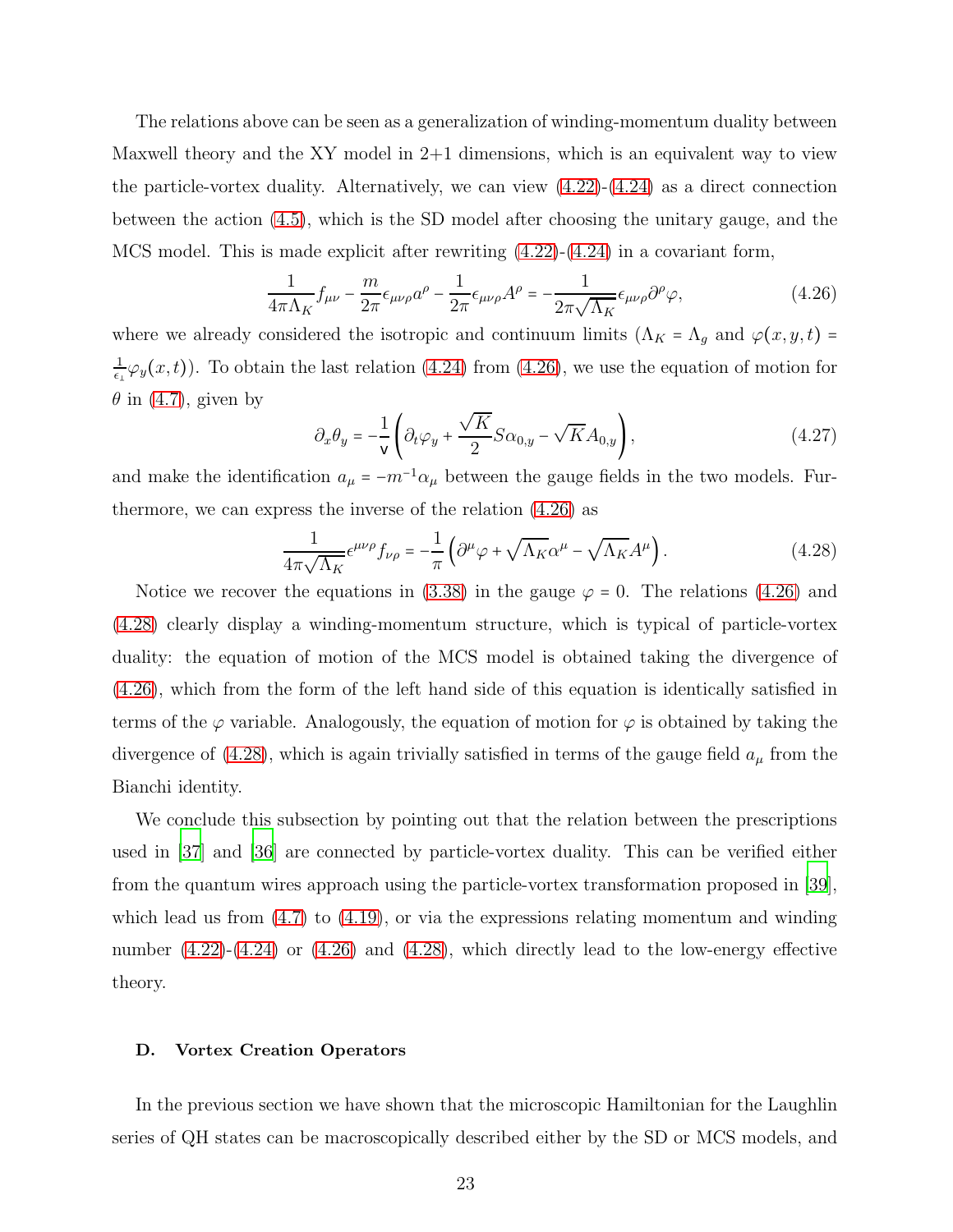The relations above can be seen as a generalization of winding-momentum duality between Maxwell theory and the XY model in 2+1 dimensions, which is an equivalent way to view the particle-vortex duality. Alternatively, we can view (4.22)-(4.24) as a direct connection between the action (4.5), which is the SD model after choosing the unitary gauge, and the MCS model. This is made explicit after rewriting (4.22)-(4.24) in a covariant form,

$$\frac{1}{4\pi\Lambda_K} f_{\mu\nu} - \frac{m}{2\pi}\epsilon_{\mu\nu\rho}a^{\rho} - \frac{1}{2\pi}\epsilon_{\mu\nu\rho}A^{\rho} = -\frac{1}{2\pi\sqrt{\Lambda_K}}\epsilon_{\mu\nu\rho}\partial^{\rho}\varphi, \tag{4.26}$$

where we already considered the isotropic and continuum limits ($\Lambda_K = \Lambda_g$ and $\varphi(x,y,t) = \frac{1}{\epsilon_\perp}\varphi_y(x,t)$). To obtain the last relation (4.24) from (4.26), we use the equation of motion for $\theta$ in (4.7), given by

$$\partial_x \theta_y = -\frac{1}{\mathsf{v}}\left(\partial_t \varphi_y + \frac{\sqrt{K}}{2} S\alpha_{0,y} - \sqrt{K}A_{0,y}\right), \tag{4.27}$$

and make the identification $a_\mu = -m^{-1}\alpha_\mu$ between the gauge fields in the two models. Furthermore, we can express the inverse of the relation (4.26) as

$$\frac{1}{4\pi\sqrt{\Lambda_K}}\epsilon^{\mu\nu\rho} f_{\nu\rho} = -\frac{1}{\pi}\left(\partial^{\mu}\varphi + \sqrt{\Lambda_K}\alpha^{\mu} - \sqrt{\Lambda_K}A^{\mu}\right). \tag{4.28}$$

Notice we recover the equations in (3.38) in the gauge $\varphi = 0$. The relations (4.26) and (4.28) clearly display a winding-momentum structure, which is typical of particle-vortex duality: the equation of motion of the MCS model is obtained taking the divergence of (4.26), which from the form of the left hand side of this equation is identically satisfied in terms of the $\varphi$ variable. Analogously, the equation of motion for $\varphi$ is obtained by taking the divergence of (4.28), which is again trivially satisfied in terms of the gauge field $a_\mu$ from the Bianchi identity.

We conclude this subsection by pointing out that the relation between the prescriptions used in [37] and [36] are connected by particle-vortex duality. This can be verified either from the quantum wires approach using the particle-vortex transformation proposed in [39], which lead us from (4.7) to (4.19), or via the expressions relating momentum and winding number (4.22)-(4.24) or (4.26) and (4.28), which directly lead to the low-energy effective theory.

### D. Vortex Creation Operators

In the previous section we have shown that the microscopic Hamiltonian for the Laughlin series of QH states can be macroscopically described either by the SD or MCS models, and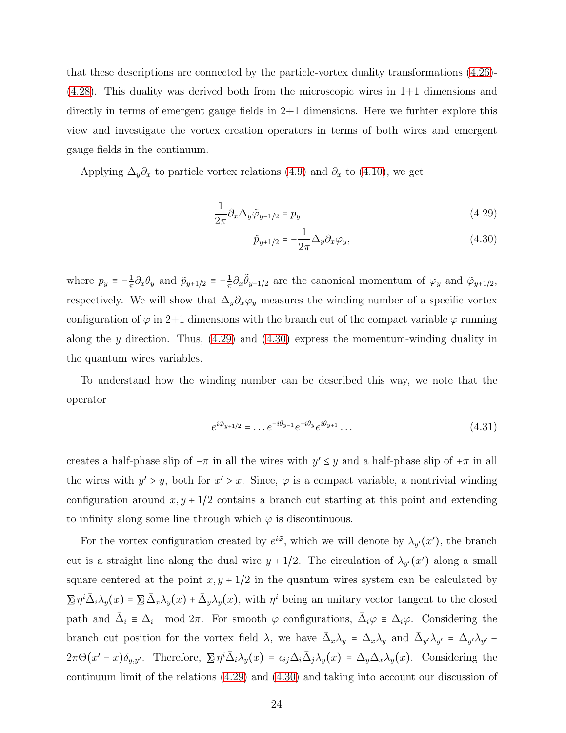that these descriptions are connected by the particle-vortex duality transformations (4.26)-(4.28). This duality was derived both from the microscopic wires in 1+1 dimensions and directly in terms of emergent gauge fields in 2+1 dimensions. Here we furhter explore this view and investigate the vortex creation operators in terms of both wires and emergent gauge fields in the continuum.

Applying $\Delta_y \partial_x$ to particle vortex relations (4.9) and $\partial_x$ to (4.10), we get

$$\frac{1}{2\pi}\partial_x \Delta_y \tilde{\varphi}_{y-1/2} = p_y \tag{4.29}$$

$$\tilde{p}_{y+1/2} = -\frac{1}{2\pi}\Delta_y \partial_x \varphi_y, \tag{4.30}$$

where $p_y \equiv -\frac{1}{\pi}\partial_x \theta_y$ and $\tilde{p}_{y+1/2} \equiv -\frac{1}{\pi}\partial_x \tilde{\theta}_{y+1/2}$ are the canonical momentum of $\varphi_y$ and $\tilde{\varphi}_{y+1/2}$, respectively. We will show that $\Delta_y \partial_x \varphi_y$ measures the winding number of a specific vortex configuration of $\varphi$ in 2+1 dimensions with the branch cut of the compact variable $\varphi$ running along the $y$ direction. Thus, (4.29) and (4.30) express the momentum-winding duality in the quantum wires variables.

To understand how the winding number can be described this way, we note that the operator

$$e^{i\tilde{\varphi}_{y+1/2}} = \ldots e^{-i\theta_{y-1}} e^{-i\theta_y} e^{i\theta_{y+1}} \ldots \tag{4.31}$$

creates a half-phase slip of $-\pi$ in all the wires with $y' \leq y$ and a half-phase slip of $+\pi$ in all the wires with $y' > y$, both for $x' > x$. Since, $\varphi$ is a compact variable, a nontrivial winding configuration around $x, y+1/2$ contains a branch cut starting at this point and extending to infinity along some line through which $\varphi$ is discontinuous.

For the vortex configuration created by $e^{i\tilde{\varphi}}$, which we will denote by $\lambda_{y'}(x')$, the branch cut is a straight line along the dual wire $y+1/2$. The circulation of $\lambda_{y'}(x')$ along a small square centered at the point $x, y+1/2$ in the quantum wires system can be calculated by $\sum \eta^i \bar{\Delta}_i \lambda_y(x) = \sum \bar{\Delta}_x \lambda_y(x) + \bar{\Delta}_y \lambda_y(x)$, with $\eta^i$ being an unitary vector tangent to the closed path and $\bar{\Delta}_i \equiv \Delta_i \mod 2\pi$. For smooth $\varphi$ configurations, $\bar{\Delta}_i \varphi \equiv \Delta_i \varphi$. Considering the branch cut position for the vortex field $\lambda$, we have $\bar{\Delta}_x \lambda_y = \Delta_x \lambda_y$ and $\bar{\Delta}_{y'} \lambda_{y'} = \Delta_{y'} \lambda_{y'} - 2\pi \Theta(x'-x)\delta_{y,y'}$. Therefore, $\sum \eta^i \bar{\Delta}_i \lambda_y(x) = \epsilon_{ij} \Delta_i \bar{\Delta}_j \lambda_y(x) = \Delta_y \Delta_x \lambda_y(x)$. Considering the continuum limit of the relations (4.29) and (4.30) and taking into account our discussion of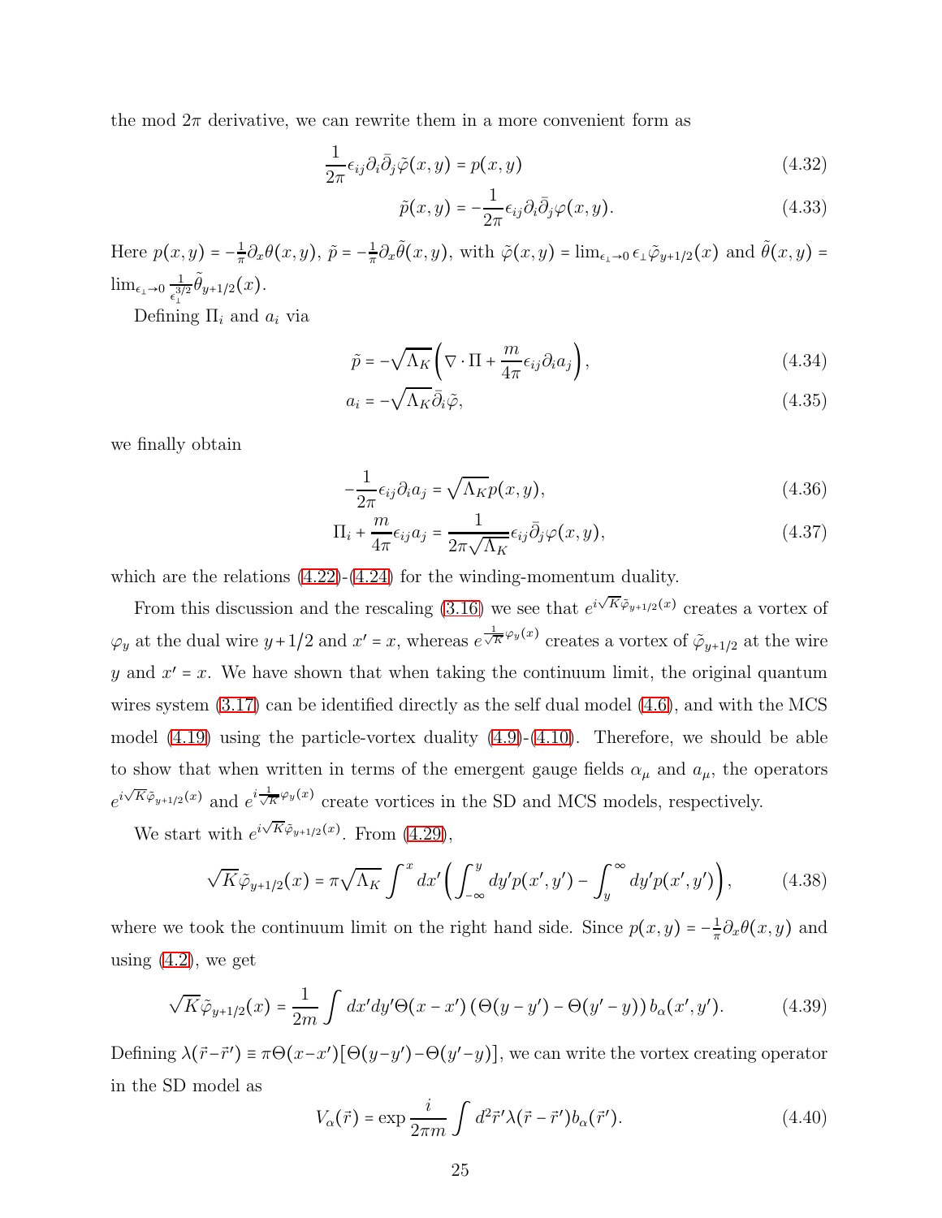the mod $2\pi$ derivative, we can rewrite them in a more convenient form as

$$\frac{1}{2\pi}\epsilon_{ij}\partial_i\bar{\partial}_j\tilde{\varphi}(x,y) = p(x,y) \tag{4.32}$$

$$\tilde{p}(x,y) = -\frac{1}{2\pi}\epsilon_{ij}\partial_i\bar{\partial}_j\varphi(x,y). \tag{4.33}$$

Here $p(x,y) = -\frac{1}{\pi}\partial_x\theta(x,y)$, $\tilde{p} = -\frac{1}{\pi}\partial_x\tilde{\theta}(x,y)$, with $\tilde{\varphi}(x,y) = \lim_{\epsilon_\perp\to 0}\epsilon_\perp\tilde{\varphi}_{y+1/2}(x)$ and $\tilde{\theta}(x,y) = \lim_{\epsilon_\perp\to 0}\frac{1}{\epsilon_\perp^{3/2}}\tilde{\theta}_{y+1/2}(x)$.

Defining $\Pi_i$ and $a_i$ via

$$\tilde{p} = -\sqrt{\Lambda_K}\left(\nabla\cdot\Pi + \frac{m}{4\pi}\epsilon_{ij}\partial_i a_j\right), \tag{4.34}$$

$$a_i = -\sqrt{\Lambda_K}\bar{\partial}_i\tilde{\varphi}, \tag{4.35}$$

we finally obtain

$$-\frac{1}{2\pi}\epsilon_{ij}\partial_i a_j = \sqrt{\Lambda_K}p(x,y), \tag{4.36}$$

$$\Pi_i + \frac{m}{4\pi}\epsilon_{ij}a_j = \frac{1}{2\pi\sqrt{\Lambda_K}}\epsilon_{ij}\bar{\partial}_j\varphi(x,y), \tag{4.37}$$

which are the relations (4.22)-(4.24) for the winding-momentum duality.

From this discussion and the rescaling (3.16) we see that $e^{i\sqrt{K}\tilde{\varphi}_{y+1/2}(x)}$ creates a vortex of $\varphi_y$ at the dual wire $y+1/2$ and $x' = x$, whereas $e^{\frac{1}{\sqrt{K}}\varphi_y(x)}$ creates a vortex of $\tilde{\varphi}_{y+1/2}$ at the wire $y$ and $x' = x$. We have shown that when taking the continuum limit, the original quantum wires system (3.17) can be identified directly as the self dual model (4.6), and with the MCS model (4.19) using the particle-vortex duality (4.9)-(4.10). Therefore, we should be able to show that when written in terms of the emergent gauge fields $\alpha_\mu$ and $a_\mu$, the operators $e^{i\sqrt{K}\tilde{\varphi}_{y+1/2}(x)}$ and $e^{i\frac{1}{\sqrt{K}}\varphi_y(x)}$ create vortices in the SD and MCS models, respectively.

We start with $e^{i\sqrt{K}\tilde{\varphi}_{y+1/2}(x)}$. From (4.29),

$$\sqrt{K}\tilde{\varphi}_{y+1/2}(x) = \pi\sqrt{\Lambda_K}\int^x dx'\left(\int_{-\infty}^{y}dy'p(x',y') - \int_y^\infty dy'p(x',y')\right), \tag{4.38}$$

where we took the continuum limit on the right hand side. Since $p(x,y) = -\frac{1}{\pi}\partial_x\theta(x,y)$ and using (4.2), we get

$$\sqrt{K}\tilde{\varphi}_{y+1/2}(x) = \frac{1}{2m}\int dx'dy'\Theta(x-x')\left(\Theta(y-y') - \Theta(y'-y)\right)b_\alpha(x',y'). \tag{4.39}$$

Defining $\lambda(\vec{r}-\vec{r}\,') \equiv \pi\Theta(x-x')[\Theta(y-y')-\Theta(y'-y)]$, we can write the vortex creating operator in the SD model as

$$V_\alpha(\vec{r}) = \exp\frac{i}{2\pi m}\int d^2\vec{r}\,'\lambda(\vec{r}-\vec{r}\,')b_\alpha(\vec{r}\,'). \tag{4.40}$$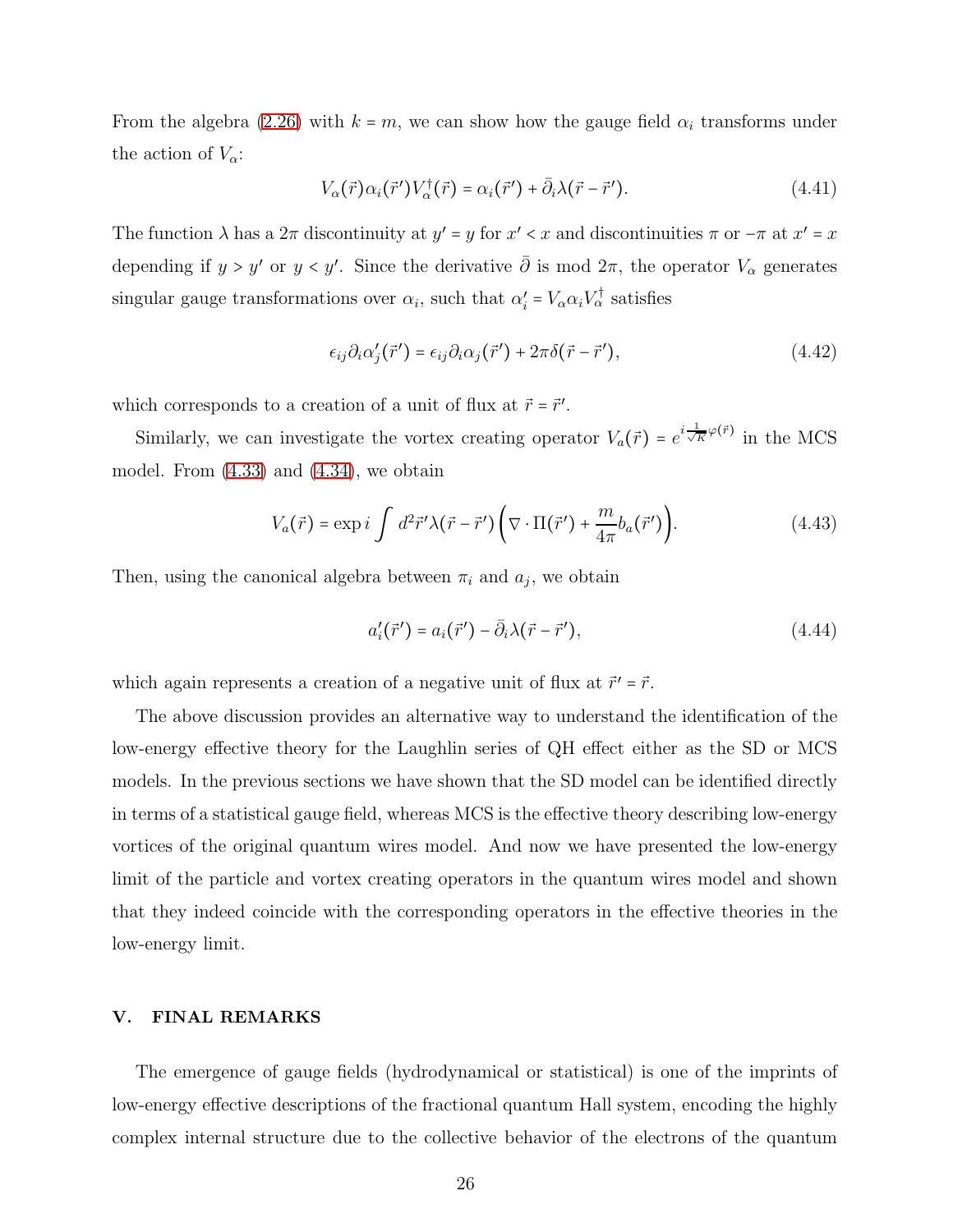From the algebra (2.26) with $k = m$, we can show how the gauge field $\alpha_i$ transforms under the action of $V_\alpha$:

$$V_\alpha(\vec{r})\alpha_i(\vec{r}')V_\alpha^\dagger(\vec{r}) = \alpha_i(\vec{r}') + \bar{\partial}_i\lambda(\vec{r}-\vec{r}'). \tag{4.41}$$

The function $\lambda$ has a $2\pi$ discontinuity at $y' = y$ for $x' < x$ and discontinuities $\pi$ or $-\pi$ at $x' = x$ depending if $y > y'$ or $y < y'$. Since the derivative $\bar{\partial}$ is mod $2\pi$, the operator $V_\alpha$ generates singular gauge transformations over $\alpha_i$, such that $\alpha_i' = V_\alpha \alpha_i V_\alpha^\dagger$ satisfies

$$\epsilon_{ij}\partial_i\alpha_j'(\vec{r}') = \epsilon_{ij}\partial_i\alpha_j(\vec{r}') + 2\pi\delta(\vec{r}-\vec{r}'), \tag{4.42}$$

which corresponds to a creation of a unit of flux at $\vec{r} = \vec{r}'$.

Similarly, we can investigate the vortex creating operator $V_a(\vec{r}) = e^{i\frac{1}{\sqrt{K}}\varphi(\vec{r})}$ in the MCS model. From (4.33) and (4.34), we obtain

$$V_a(\vec{r}) = \exp i\int d^2\vec{r}'\lambda(\vec{r}-\vec{r}')\Big(\nabla\cdot\Pi(\vec{r}') + \frac{m}{4\pi}b_a(\vec{r}')\Big). \tag{4.43}$$

Then, using the canonical algebra between $\pi_i$ and $a_j$, we obtain

$$a_i'(\vec{r}') = a_i(\vec{r}') - \bar{\partial}_i\lambda(\vec{r}-\vec{r}'), \tag{4.44}$$

which again represents a creation of a negative unit of flux at $\vec{r}' = \vec{r}$.

The above discussion provides an alternative way to understand the identification of the low-energy effective theory for the Laughlin series of QH effect either as the SD or MCS models. In the previous sections we have shown that the SD model can be identified directly in terms of a statistical gauge field, whereas MCS is the effective theory describing low-energy vortices of the original quantum wires model. And now we have presented the low-energy limit of the particle and vortex creating operators in the quantum wires model and shown that they indeed coincide with the corresponding operators in the effective theories in the low-energy limit.

## V. FINAL REMARKS

The emergence of gauge fields (hydrodynamical or statistical) is one of the imprints of low-energy effective descriptions of the fractional quantum Hall system, encoding the highly complex internal structure due to the collective behavior of the electrons of the quantum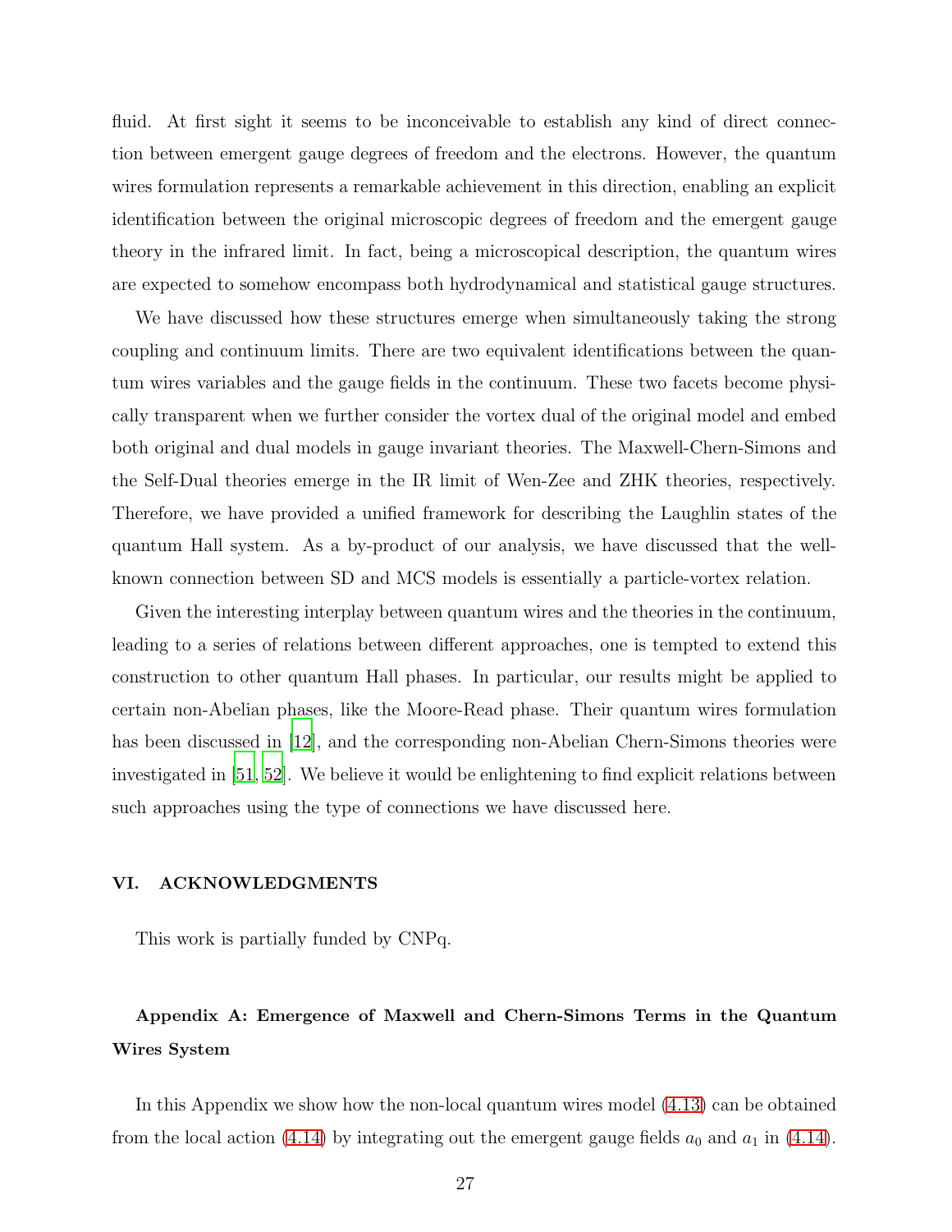fluid. At first sight it seems to be inconceivable to establish any kind of direct connection between emergent gauge degrees of freedom and the electrons. However, the quantum wires formulation represents a remarkable achievement in this direction, enabling an explicit identification between the original microscopic degrees of freedom and the emergent gauge theory in the infrared limit. In fact, being a microscopical description, the quantum wires are expected to somehow encompass both hydrodynamical and statistical gauge structures.

We have discussed how these structures emerge when simultaneously taking the strong coupling and continuum limits. There are two equivalent identifications between the quantum wires variables and the gauge fields in the continuum. These two facets become physically transparent when we further consider the vortex dual of the original model and embed both original and dual models in gauge invariant theories. The Maxwell-Chern-Simons and the Self-Dual theories emerge in the IR limit of Wen-Zee and ZHK theories, respectively. Therefore, we have provided a unified framework for describing the Laughlin states of the quantum Hall system. As a by-product of our analysis, we have discussed that the well-known connection between SD and MCS models is essentially a particle-vortex relation.

Given the interesting interplay between quantum wires and the theories in the continuum, leading to a series of relations between different approaches, one is tempted to extend this construction to other quantum Hall phases. In particular, our results might be applied to certain non-Abelian phases, like the Moore-Read phase. Their quantum wires formulation has been discussed in [12], and the corresponding non-Abelian Chern-Simons theories were investigated in [51, 52]. We believe it would be enlightening to find explicit relations between such approaches using the type of connections we have discussed here.

## VI. ACKNOWLEDGMENTS

This work is partially funded by CNPq.

### Appendix A: Emergence of Maxwell and Chern-Simons Terms in the Quantum Wires System

In this Appendix we show how the non-local quantum wires model (4.13) can be obtained from the local action (4.14) by integrating out the emergent gauge fields $a_0$ and $a_1$ in (4.14).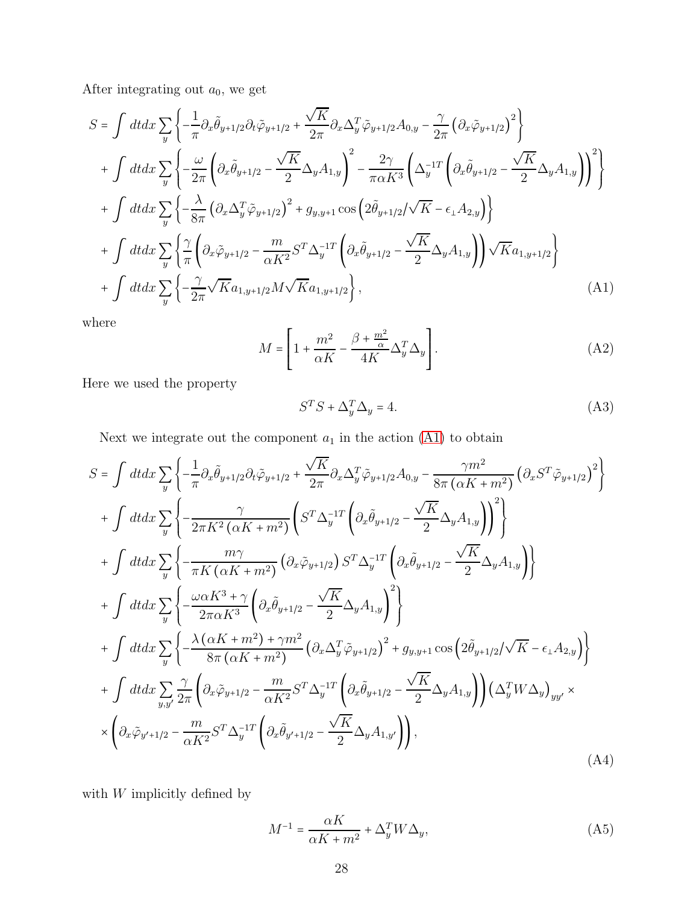After integrating out $a_0$, we get

$$
\begin{aligned}
S &= \int dtdx \sum_y \left\{ -\frac{1}{\pi}\partial_x\tilde{\theta}_{y+1/2}\partial_t\tilde{\varphi}_{y+1/2} + \frac{\sqrt{K}}{2\pi}\partial_x\Delta_y^T\tilde{\varphi}_{y+1/2}A_{0,y} - \frac{\gamma}{2\pi}\left(\partial_x\tilde{\varphi}_{y+1/2}\right)^2 \right\} \\
&+ \int dtdx \sum_y \left\{ -\frac{\omega}{2\pi}\left(\partial_x\tilde{\theta}_{y+1/2} - \frac{\sqrt{K}}{2}\Delta_y A_{1,y}\right)^2 - \frac{2\gamma}{\pi\alpha K^3}\left(\Delta_y^{-1T}\left(\partial_x\tilde{\theta}_{y+1/2} - \frac{\sqrt{K}}{2}\Delta_y A_{1,y}\right)\right)^2 \right\} \\
&+ \int dtdx \sum_y \left\{ -\frac{\lambda}{8\pi}\left(\partial_x\Delta_y^T\tilde{\varphi}_{y+1/2}\right)^2 + g_{y,y+1}\cos\left(2\tilde{\theta}_{y+1/2}/\sqrt{K} - \epsilon_\perp A_{2,y}\right) \right\} \\
&+ \int dtdx \sum_y \left\{ \frac{\gamma}{\pi}\left(\partial_x\tilde{\varphi}_{y+1/2} - \frac{m}{\alpha K^2}S^T\Delta_y^{-1T}\left(\partial_x\tilde{\theta}_{y+1/2} - \frac{\sqrt{K}}{2}\Delta_y A_{1,y}\right)\right)\sqrt{K}a_{1,y+1/2} \right\} \\
&+ \int dtdx \sum_y \left\{ -\frac{\gamma}{2\pi}\sqrt{K}a_{1,y+1/2}M\sqrt{K}a_{1,y+1/2} \right\},
\end{aligned}
\tag{A1}
$$

where

$$
M = \left[1 + \frac{m^2}{\alpha K} - \frac{\beta + \frac{m^2}{\alpha}}{4K}\Delta_y^T\Delta_y\right]. \tag{A2}
$$

Here we used the property

$$
S^T S + \Delta_y^T\Delta_y = 4. \tag{A3}
$$

Next we integrate out the component $a_1$ in the action (A1) to obtain

$$
\begin{aligned}
S &= \int dtdx \sum_y \left\{ -\frac{1}{\pi}\partial_x\tilde{\theta}_{y+1/2}\partial_t\tilde{\varphi}_{y+1/2} + \frac{\sqrt{K}}{2\pi}\partial_x\Delta_y^T\tilde{\varphi}_{y+1/2}A_{0,y} - \frac{\gamma m^2}{8\pi\left(\alpha K + m^2\right)}\left(\partial_x S^T\tilde{\varphi}_{y+1/2}\right)^2 \right\} \\
&+ \int dtdx \sum_y \left\{ -\frac{\gamma}{2\pi K^2\left(\alpha K + m^2\right)}\left(S^T\Delta_y^{-1T}\left(\partial_x\tilde{\theta}_{y+1/2} - \frac{\sqrt{K}}{2}\Delta_y A_{1,y}\right)\right)^2 \right\} \\
&+ \int dtdx \sum_y \left\{ -\frac{m\gamma}{\pi K\left(\alpha K + m^2\right)}\left(\partial_x\tilde{\varphi}_{y+1/2}\right)S^T\Delta_y^{-1T}\left(\partial_x\tilde{\theta}_{y+1/2} - \frac{\sqrt{K}}{2}\Delta_y A_{1,y}\right) \right\} \\
&+ \int dtdx \sum_y \left\{ -\frac{\omega\alpha K^3 + \gamma}{2\pi\alpha K^3}\left(\partial_x\tilde{\theta}_{y+1/2} - \frac{\sqrt{K}}{2}\Delta_y A_{1,y}\right)^2 \right\} \\
&+ \int dtdx \sum_y \left\{ -\frac{\lambda\left(\alpha K + m^2\right) + \gamma m^2}{8\pi\left(\alpha K + m^2\right)}\left(\partial_x\Delta_y^T\tilde{\varphi}_{y+1/2}\right)^2 + g_{y,y+1}\cos\left(2\tilde{\theta}_{y+1/2}/\sqrt{K} - \epsilon_\perp A_{2,y}\right) \right\} \\
&+ \int dtdx \sum_{y,y'} \frac{\gamma}{2\pi}\left(\partial_x\tilde{\varphi}_{y+1/2} - \frac{m}{\alpha K^2}S^T\Delta_y^{-1T}\left(\partial_x\tilde{\theta}_{y+1/2} - \frac{\sqrt{K}}{2}\Delta_y A_{1,y}\right)\right)\left(\Delta_y^T W\Delta_y\right)_{yy'} \times \\
&\times \left(\partial_x\tilde{\varphi}_{y'+1/2} - \frac{m}{\alpha K^2}S^T\Delta_y^{-1T}\left(\partial_x\tilde{\theta}_{y'+1/2} - \frac{\sqrt{K}}{2}\Delta_y A_{1,y'}\right)\right),
\end{aligned}
\tag{A4}
$$

with $W$ implicitly defined by

$$
M^{-1} = \frac{\alpha K}{\alpha K + m^2} + \Delta_y^T W\Delta_y, \tag{A5}
$$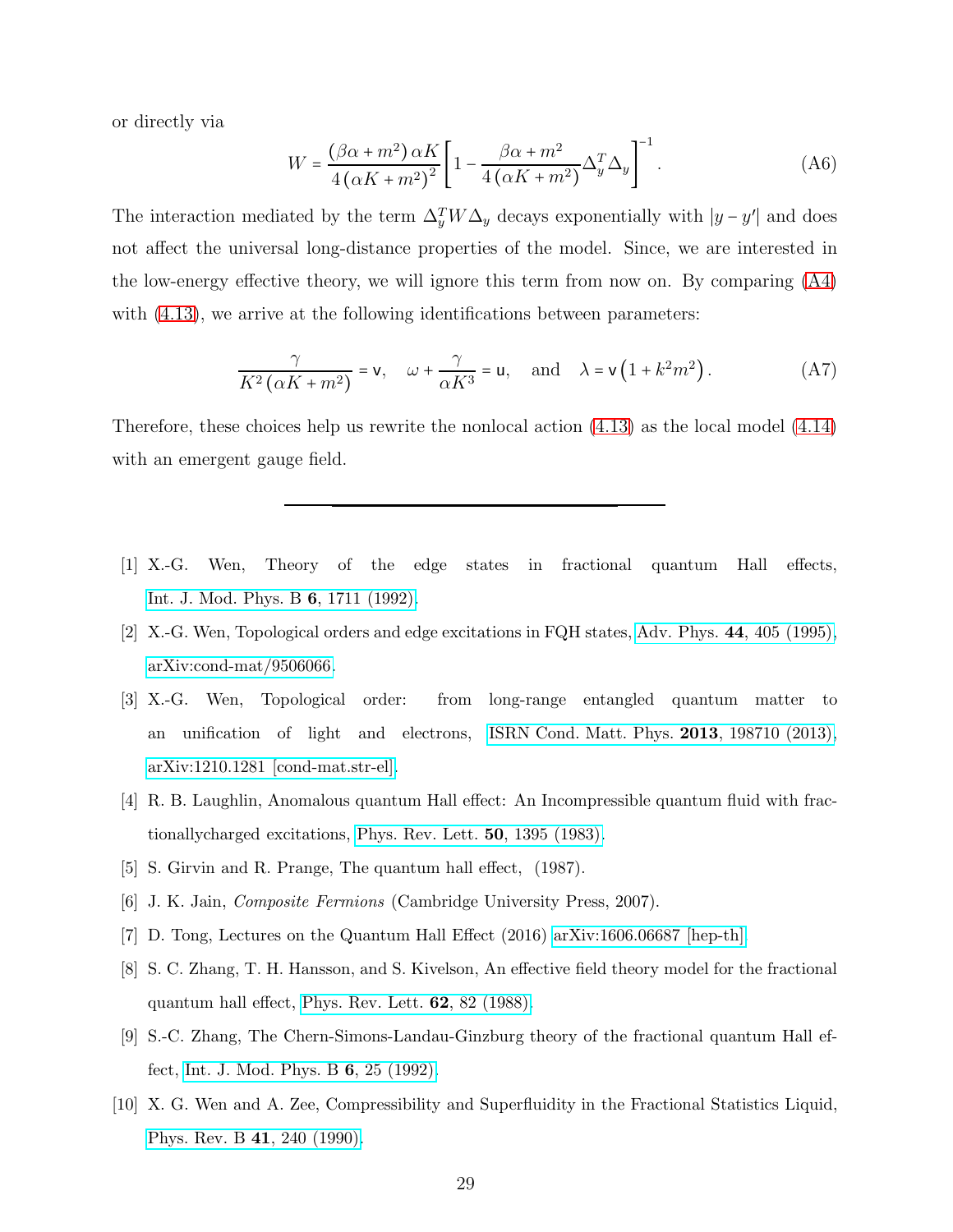or directly via

$$W = \frac{(\beta\alpha + m^2)\,\alpha K}{4\,(\alpha K + m^2)^2}\left[1 - \frac{\beta\alpha + m^2}{4\,(\alpha K + m^2)}\Delta_y^T \Delta_y\right]^{-1}. \tag{A6}$$

The interaction mediated by the term $\Delta_y^T W \Delta_y$ decays exponentially with $|y - y'|$ and does not affect the universal long-distance properties of the model. Since, we are interested in the low-energy effective theory, we will ignore this term from now on. By comparing (A4) with (4.13), we arrive at the following identifications between parameters:

$$\frac{\gamma}{K^2\,(\alpha K + m^2)} = \mathsf{v}, \quad \omega + \frac{\gamma}{\alpha K^3} = \mathsf{u}, \quad \text{and} \quad \lambda = \mathsf{v}\left(1 + k^2 m^2\right). \tag{A7}$$

Therefore, these choices help us rewrite the nonlocal action (4.13) as the local model (4.14) with an emergent gauge field.

---

[1] X.-G. Wen, Theory of the edge states in fractional quantum Hall effects, Int. J. Mod. Phys. B **6**, 1711 (1992).

[2] X.-G. Wen, Topological orders and edge excitations in FQH states, Adv. Phys. **44**, 405 (1995), arXiv:cond-mat/9506066.

[3] X.-G. Wen, Topological order: from long-range entangled quantum matter to an unification of light and electrons, ISRN Cond. Matt. Phys. **2013**, 198710 (2013), arXiv:1210.1281 [cond-mat.str-el].

[4] R. B. Laughlin, Anomalous quantum Hall effect: An Incompressible quantum fluid with fractionallycharged excitations, Phys. Rev. Lett. **50**, 1395 (1983).

[5] S. Girvin and R. Prange, The quantum hall effect, (1987).

[6] J. K. Jain, *Composite Fermions* (Cambridge University Press, 2007).

[7] D. Tong, Lectures on the Quantum Hall Effect (2016) arXiv:1606.06687 [hep-th].

[8] S. C. Zhang, T. H. Hansson, and S. Kivelson, An effective field theory model for the fractional quantum hall effect, Phys. Rev. Lett. **62**, 82 (1988).

[9] S.-C. Zhang, The Chern-Simons-Landau-Ginzburg theory of the fractional quantum Hall effect, Int. J. Mod. Phys. B **6**, 25 (1992).

[10] X. G. Wen and A. Zee, Compressibility and Superfluidity in the Fractional Statistics Liquid, Phys. Rev. B **41**, 240 (1990).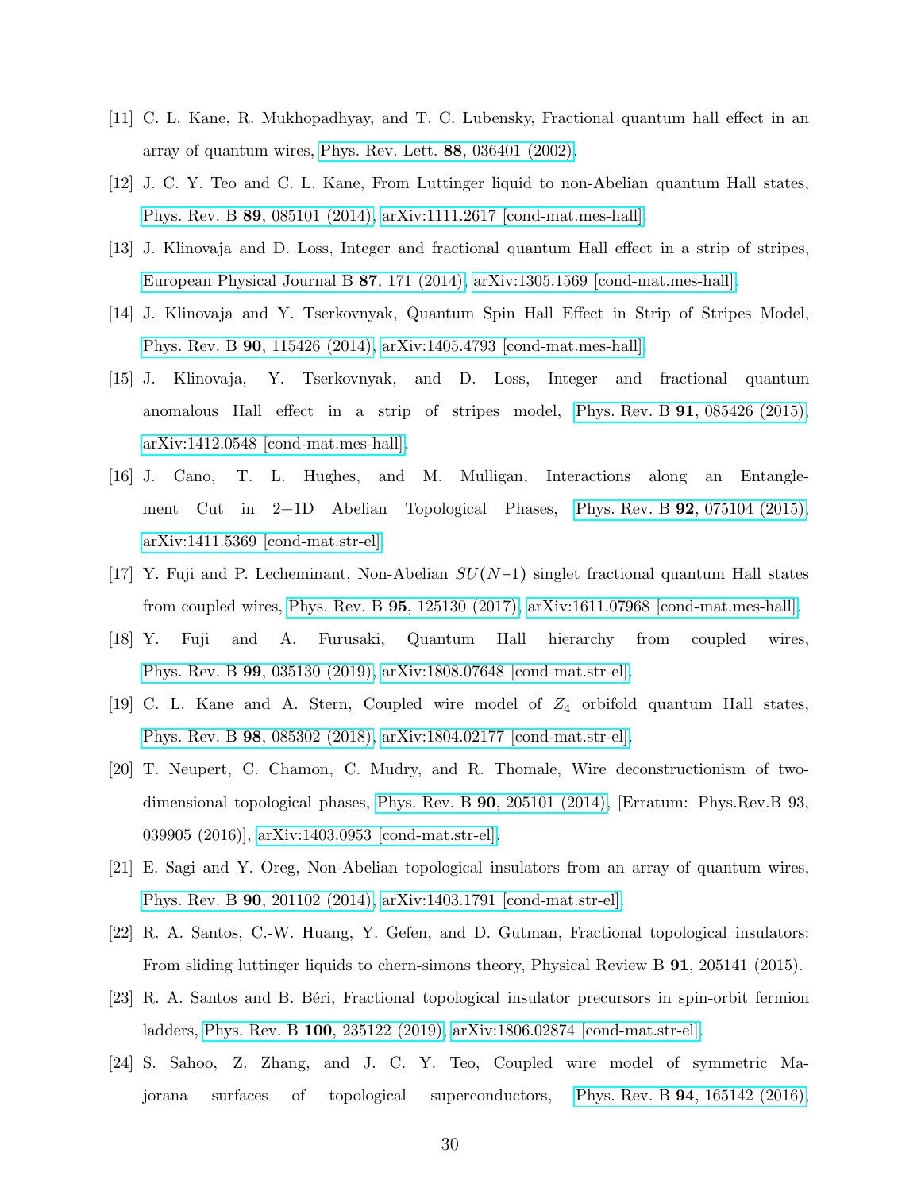[11] C. L. Kane, R. Mukhopadhyay, and T. C. Lubensky, Fractional quantum hall effect in an array of quantum wires, Phys. Rev. Lett. **88**, 036401 (2002).

[12] J. C. Y. Teo and C. L. Kane, From Luttinger liquid to non-Abelian quantum Hall states, Phys. Rev. B **89**, 085101 (2014), arXiv:1111.2617 [cond-mat.mes-hall].

[13] J. Klinovaja and D. Loss, Integer and fractional quantum Hall effect in a strip of stripes, European Physical Journal B **87**, 171 (2014), arXiv:1305.1569 [cond-mat.mes-hall].

[14] J. Klinovaja and Y. Tserkovnyak, Quantum Spin Hall Effect in Strip of Stripes Model, Phys. Rev. B **90**, 115426 (2014), arXiv:1405.4793 [cond-mat.mes-hall].

[15] J. Klinovaja, Y. Tserkovnyak, and D. Loss, Integer and fractional quantum anomalous Hall effect in a strip of stripes model, Phys. Rev. B **91**, 085426 (2015), arXiv:1412.0548 [cond-mat.mes-hall].

[16] J. Cano, T. L. Hughes, and M. Mulligan, Interactions along an Entanglement Cut in 2+1D Abelian Topological Phases, Phys. Rev. B **92**, 075104 (2015), arXiv:1411.5369 [cond-mat.str-el].

[17] Y. Fuji and P. Lecheminant, Non-Abelian $SU(N-1)$ singlet fractional quantum Hall states from coupled wires, Phys. Rev. B **95**, 125130 (2017), arXiv:1611.07968 [cond-mat.mes-hall].

[18] Y. Fuji and A. Furusaki, Quantum Hall hierarchy from coupled wires, Phys. Rev. B **99**, 035130 (2019), arXiv:1808.07648 [cond-mat.str-el].

[19] C. L. Kane and A. Stern, Coupled wire model of $Z_4$ orbifold quantum Hall states, Phys. Rev. B **98**, 085302 (2018), arXiv:1804.02177 [cond-mat.str-el].

[20] T. Neupert, C. Chamon, C. Mudry, and R. Thomale, Wire deconstructionism of two-dimensional topological phases, Phys. Rev. B **90**, 205101 (2014), [Erratum: Phys.Rev.B 93, 039905 (2016)], arXiv:1403.0953 [cond-mat.str-el].

[21] E. Sagi and Y. Oreg, Non-Abelian topological insulators from an array of quantum wires, Phys. Rev. B **90**, 201102 (2014), arXiv:1403.1791 [cond-mat.str-el].

[22] R. A. Santos, C.-W. Huang, Y. Gefen, and D. Gutman, Fractional topological insulators: From sliding luttinger liquids to chern-simons theory, Physical Review B **91**, 205141 (2015).

[23] R. A. Santos and B. Béri, Fractional topological insulator precursors in spin-orbit fermion ladders, Phys. Rev. B **100**, 235122 (2019), arXiv:1806.02874 [cond-mat.str-el].

[24] S. Sahoo, Z. Zhang, and J. C. Y. Teo, Coupled wire model of symmetric Majorana surfaces of topological superconductors, Phys. Rev. B **94**, 165142 (2016),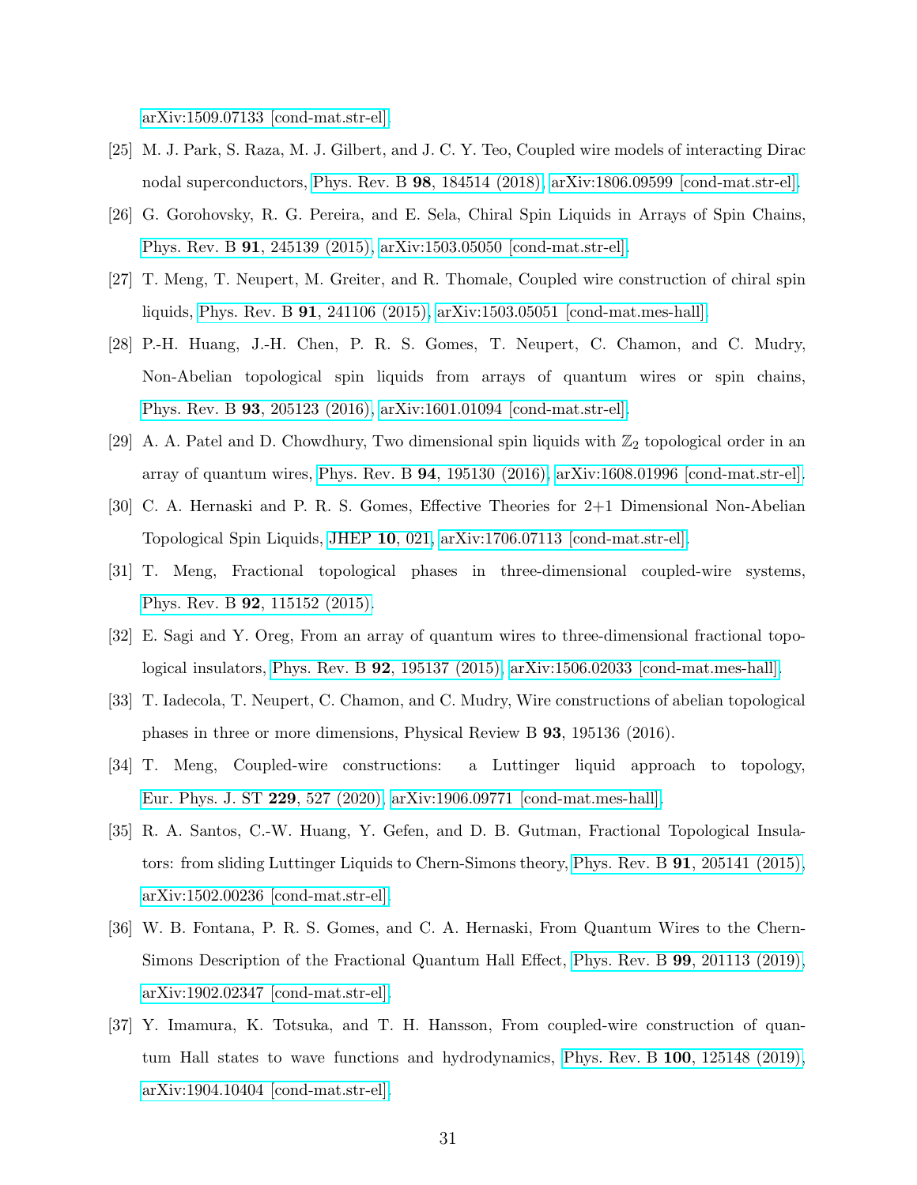arXiv:1509.07133 [cond-mat.str-el].

[25] M. J. Park, S. Raza, M. J. Gilbert, and J. C. Y. Teo, Coupled wire models of interacting Dirac nodal superconductors, Phys. Rev. B **98**, 184514 (2018), arXiv:1806.09599 [cond-mat.str-el].

[26] G. Gorohovsky, R. G. Pereira, and E. Sela, Chiral Spin Liquids in Arrays of Spin Chains, Phys. Rev. B **91**, 245139 (2015), arXiv:1503.05050 [cond-mat.str-el].

[27] T. Meng, T. Neupert, M. Greiter, and R. Thomale, Coupled wire construction of chiral spin liquids, Phys. Rev. B **91**, 241106 (2015), arXiv:1503.05051 [cond-mat.mes-hall].

[28] P.-H. Huang, J.-H. Chen, P. R. S. Gomes, T. Neupert, C. Chamon, and C. Mudry, Non-Abelian topological spin liquids from arrays of quantum wires or spin chains, Phys. Rev. B **93**, 205123 (2016), arXiv:1601.01094 [cond-mat.str-el].

[29] A. A. Patel and D. Chowdhury, Two dimensional spin liquids with $\mathbb{Z}_2$ topological order in an array of quantum wires, Phys. Rev. B **94**, 195130 (2016), arXiv:1608.01996 [cond-mat.str-el].

[30] C. A. Hernaski and P. R. S. Gomes, Effective Theories for 2+1 Dimensional Non-Abelian Topological Spin Liquids, JHEP **10**, 021, arXiv:1706.07113 [cond-mat.str-el].

[31] T. Meng, Fractional topological phases in three-dimensional coupled-wire systems, Phys. Rev. B **92**, 115152 (2015).

[32] E. Sagi and Y. Oreg, From an array of quantum wires to three-dimensional fractional topological insulators, Phys. Rev. B **92**, 195137 (2015), arXiv:1506.02033 [cond-mat.mes-hall].

[33] T. Iadecola, T. Neupert, C. Chamon, and C. Mudry, Wire constructions of abelian topological phases in three or more dimensions, Physical Review B **93**, 195136 (2016).

[34] T. Meng, Coupled-wire constructions: a Luttinger liquid approach to topology, Eur. Phys. J. ST **229**, 527 (2020), arXiv:1906.09771 [cond-mat.mes-hall].

[35] R. A. Santos, C.-W. Huang, Y. Gefen, and D. B. Gutman, Fractional Topological Insulators: from sliding Luttinger Liquids to Chern-Simons theory, Phys. Rev. B **91**, 205141 (2015), arXiv:1502.00236 [cond-mat.str-el].

[36] W. B. Fontana, P. R. S. Gomes, and C. A. Hernaski, From Quantum Wires to the Chern-Simons Description of the Fractional Quantum Hall Effect, Phys. Rev. B **99**, 201113 (2019), arXiv:1902.02347 [cond-mat.str-el].

[37] Y. Imamura, K. Totsuka, and T. H. Hansson, From coupled-wire construction of quantum Hall states to wave functions and hydrodynamics, Phys. Rev. B **100**, 125148 (2019), arXiv:1904.10404 [cond-mat.str-el].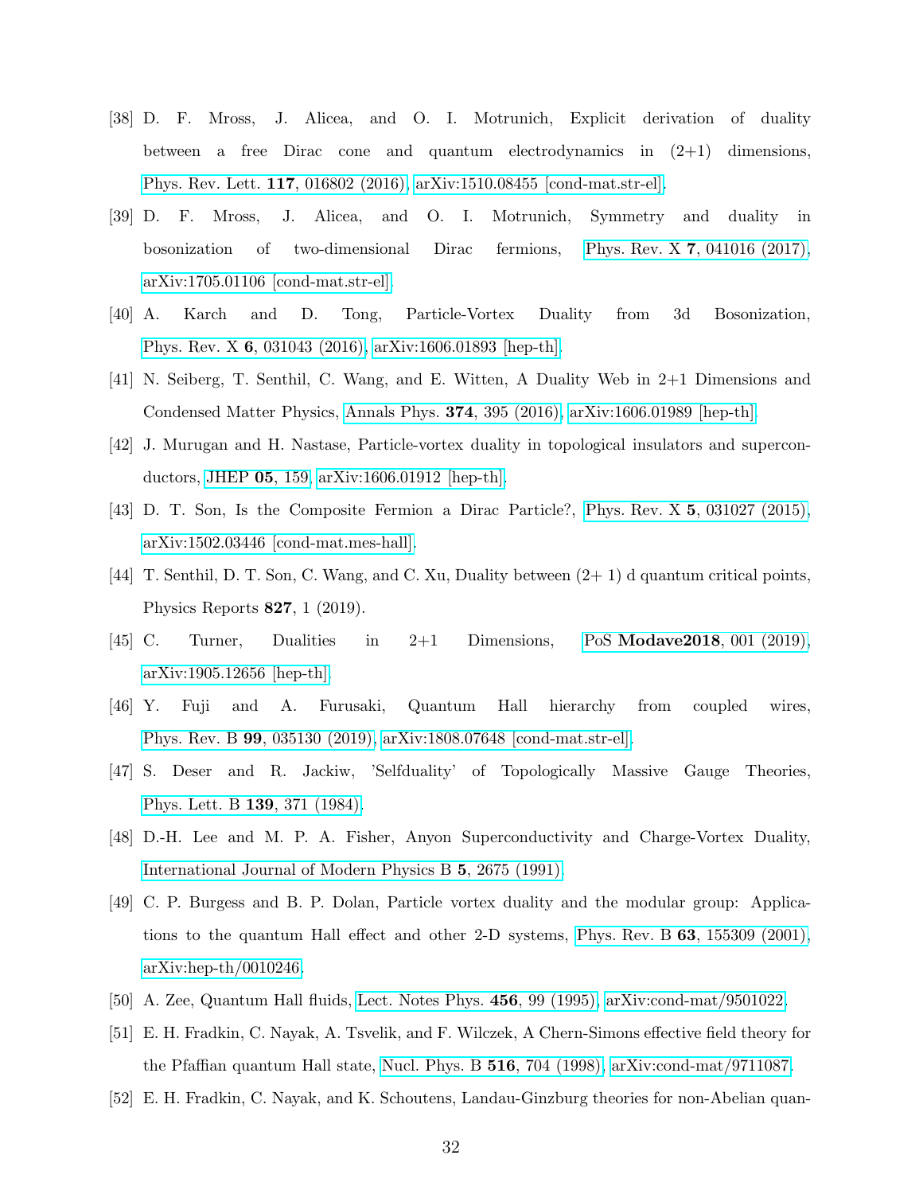[38] D. F. Mross, J. Alicea, and O. I. Motrunich, Explicit derivation of duality between a free Dirac cone and quantum electrodynamics in (2+1) dimensions, Phys. Rev. Lett. **117**, 016802 (2016), arXiv:1510.08455 [cond-mat.str-el].

[39] D. F. Mross, J. Alicea, and O. I. Motrunich, Symmetry and duality in bosonization of two-dimensional Dirac fermions, Phys. Rev. X **7**, 041016 (2017), arXiv:1705.01106 [cond-mat.str-el].

[40] A. Karch and D. Tong, Particle-Vortex Duality from 3d Bosonization, Phys. Rev. X **6**, 031043 (2016), arXiv:1606.01893 [hep-th].

[41] N. Seiberg, T. Senthil, C. Wang, and E. Witten, A Duality Web in 2+1 Dimensions and Condensed Matter Physics, Annals Phys. **374**, 395 (2016), arXiv:1606.01989 [hep-th].

[42] J. Murugan and H. Nastase, Particle-vortex duality in topological insulators and superconductors, JHEP **05**, 159, arXiv:1606.01912 [hep-th].

[43] D. T. Son, Is the Composite Fermion a Dirac Particle?, Phys. Rev. X **5**, 031027 (2015), arXiv:1502.03446 [cond-mat.mes-hall].

[44] T. Senthil, D. T. Son, C. Wang, and C. Xu, Duality between (2+ 1) d quantum critical points, Physics Reports **827**, 1 (2019).

[45] C. Turner, Dualities in 2+1 Dimensions, PoS **Modave2018**, 001 (2019), arXiv:1905.12656 [hep-th].

[46] Y. Fuji and A. Furusaki, Quantum Hall hierarchy from coupled wires, Phys. Rev. B **99**, 035130 (2019), arXiv:1808.07648 [cond-mat.str-el].

[47] S. Deser and R. Jackiw, 'Selfduality' of Topologically Massive Gauge Theories, Phys. Lett. B **139**, 371 (1984).

[48] D.-H. Lee and M. P. A. Fisher, Anyon Superconductivity and Charge-Vortex Duality, International Journal of Modern Physics B **5**, 2675 (1991).

[49] C. P. Burgess and B. P. Dolan, Particle vortex duality and the modular group: Applications to the quantum Hall effect and other 2-D systems, Phys. Rev. B **63**, 155309 (2001), arXiv:hep-th/0010246.

[50] A. Zee, Quantum Hall fluids, Lect. Notes Phys. **456**, 99 (1995), arXiv:cond-mat/9501022.

[51] E. H. Fradkin, C. Nayak, A. Tsvelik, and F. Wilczek, A Chern-Simons effective field theory for the Pfaffian quantum Hall state, Nucl. Phys. B **516**, 704 (1998), arXiv:cond-mat/9711087.

[52] E. H. Fradkin, C. Nayak, and K. Schoutens, Landau-Ginzburg theories for non-Abelian quan-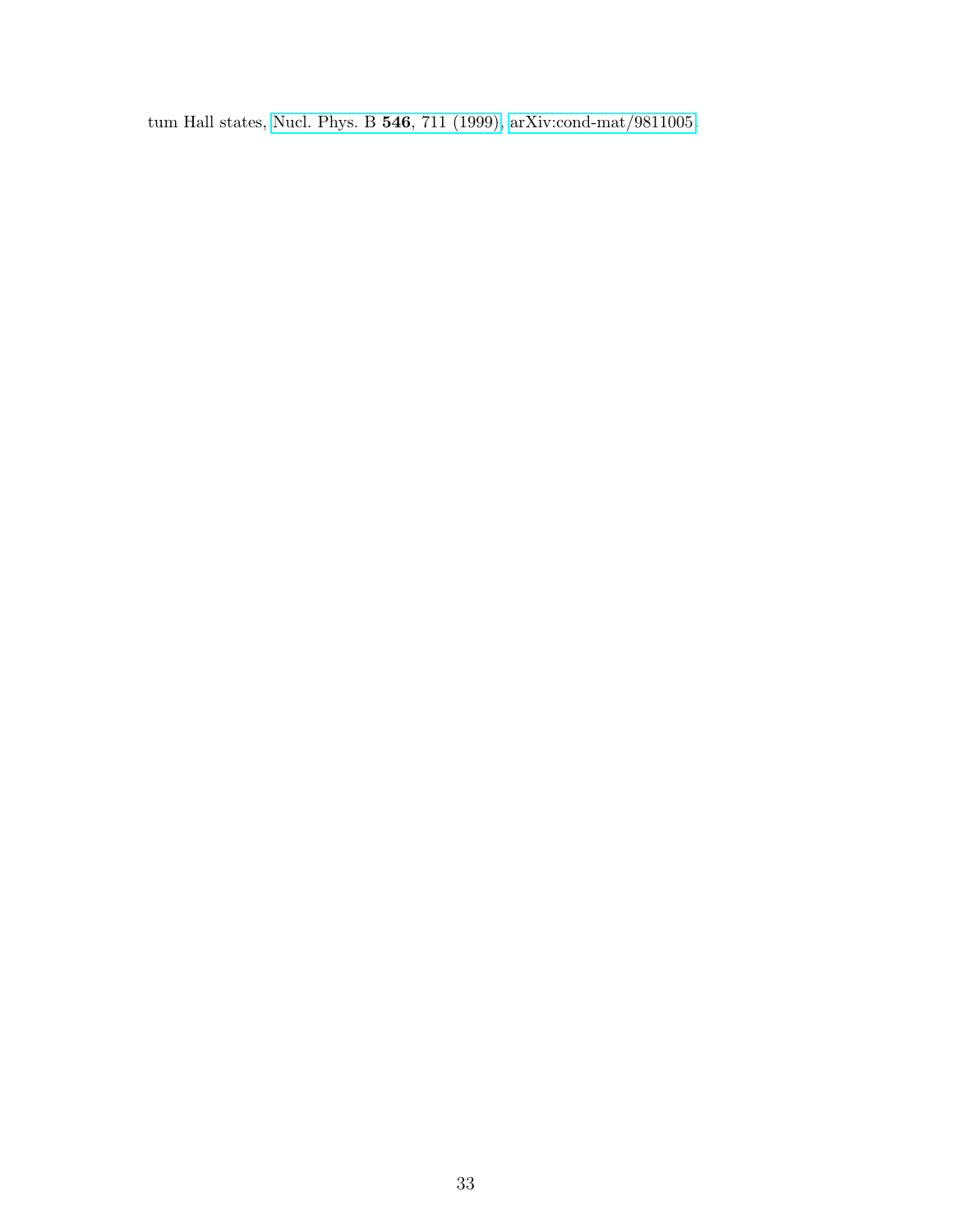tum Hall states, Nucl. Phys. B **546**, 711 (1999), arXiv:cond-mat/9811005.